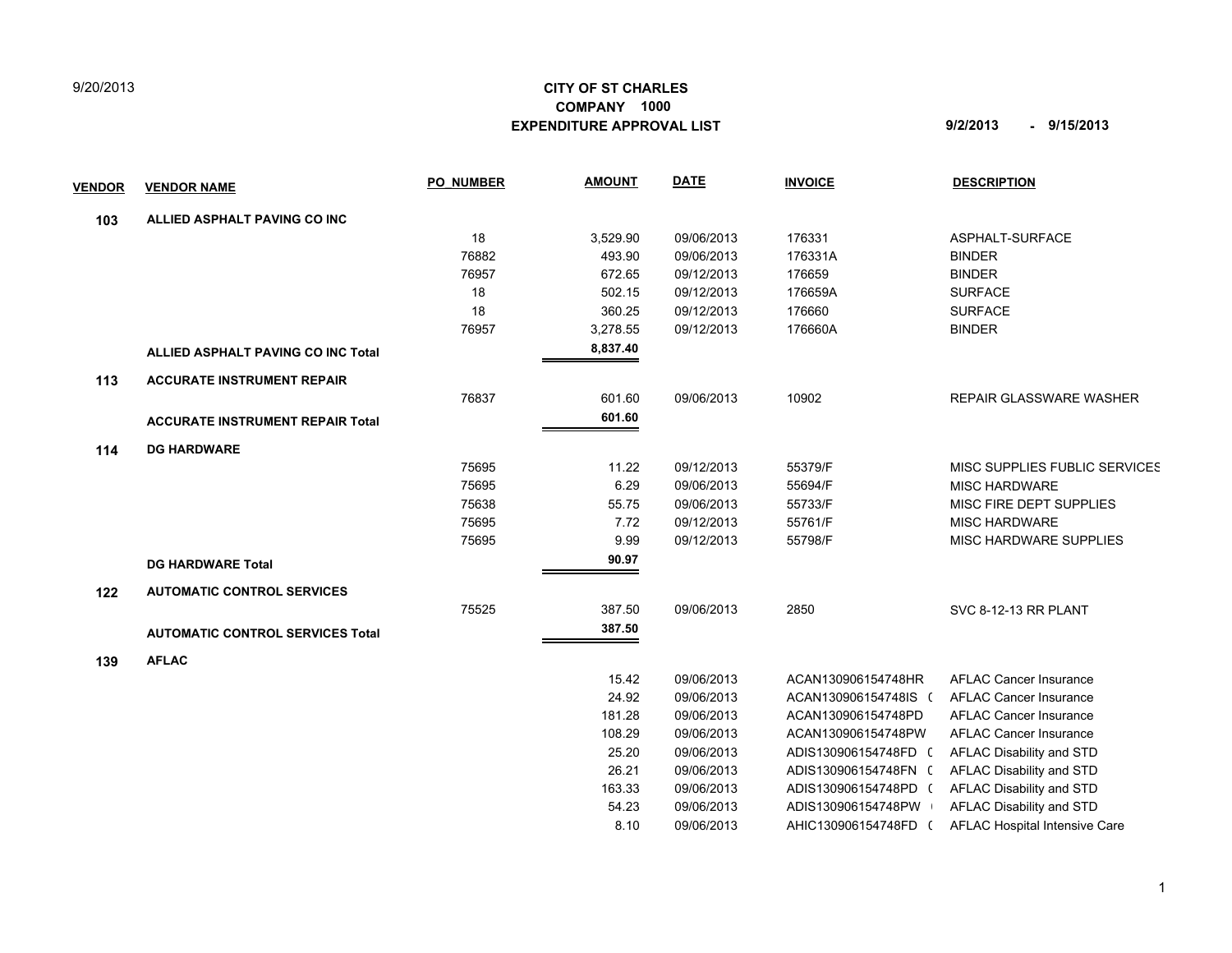9/20/2013

**CITY OF ST CHARLES**
**COMPANY 1000**
**EXPENDITURE APPROVAL LIST**

**9/2/2013 - 9/15/2013**

| VENDOR | VENDOR NAME | PO_NUMBER | AMOUNT | DATE | INVOICE | DESCRIPTION |
|---|---|---|---|---|---|---|
| **103** | **ALLIED ASPHALT PAVING CO INC** | | | | | |
| | | 18 | 3,529.90 | 09/06/2013 | 176331 | ASPHALT-SURFACE |
| | | 76882 | 493.90 | 09/06/2013 | 176331A | BINDER |
| | | 76957 | 672.65 | 09/12/2013 | 176659 | BINDER |
| | | 18 | 502.15 | 09/12/2013 | 176659A | SURFACE |
| | | 18 | 360.25 | 09/12/2013 | 176660 | SURFACE |
| | | 76957 | 3,278.55 | 09/12/2013 | 176660A | BINDER |
| | **ALLIED ASPHALT PAVING CO INC Total** | | **8,837.40** | | | |
| **113** | **ACCURATE INSTRUMENT REPAIR** | | | | | |
| | | 76837 | 601.60 | 09/06/2013 | 10902 | REPAIR GLASSWARE WASHER |
| | **ACCURATE INSTRUMENT REPAIR Total** | | **601.60** | | | |
| **114** | **DG HARDWARE** | | | | | |
| | | 75695 | 11.22 | 09/12/2013 | 55379/F | MISC SUPPLIES PUBLIC SERVICES |
| | | 75695 | 6.29 | 09/06/2013 | 55694/F | MISC HARDWARE |
| | | 75638 | 55.75 | 09/06/2013 | 55733/F | MISC FIRE DEPT SUPPLIES |
| | | 75695 | 7.72 | 09/12/2013 | 55761/F | MISC HARDWARE |
| | | 75695 | 9.99 | 09/12/2013 | 55798/F | MISC HARDWARE SUPPLIES |
| | **DG HARDWARE Total** | | **90.97** | | | |
| **122** | **AUTOMATIC CONTROL SERVICES** | | | | | |
| | | 75525 | 387.50 | 09/06/2013 | 2850 | SVC 8-12-13 RR PLANT |
| | **AUTOMATIC CONTROL SERVICES Total** | | **387.50** | | | |
| **139** | **AFLAC** | | | | | |
| | | | 15.42 | 09/06/2013 | ACAN130906154748HR | AFLAC Cancer Insurance |
| | | | 24.92 | 09/06/2013 | ACAN130906154748IS ( | AFLAC Cancer Insurance |
| | | | 181.28 | 09/06/2013 | ACAN130906154748PD | AFLAC Cancer Insurance |
| | | | 108.29 | 09/06/2013 | ACAN130906154748PW | AFLAC Cancer Insurance |
| | | | 25.20 | 09/06/2013 | ADIS130906154748FD ( | AFLAC Disability and STD |
| | | | 26.21 | 09/06/2013 | ADIS130906154748FN ( | AFLAC Disability and STD |
| | | | 163.33 | 09/06/2013 | ADIS130906154748PD ( | AFLAC Disability and STD |
| | | | 54.23 | 09/06/2013 | ADIS130906154748PW | AFLAC Disability and STD |
| | | | 8.10 | 09/06/2013 | AHIC130906154748FD ( | AFLAC Hospital Intensive Care |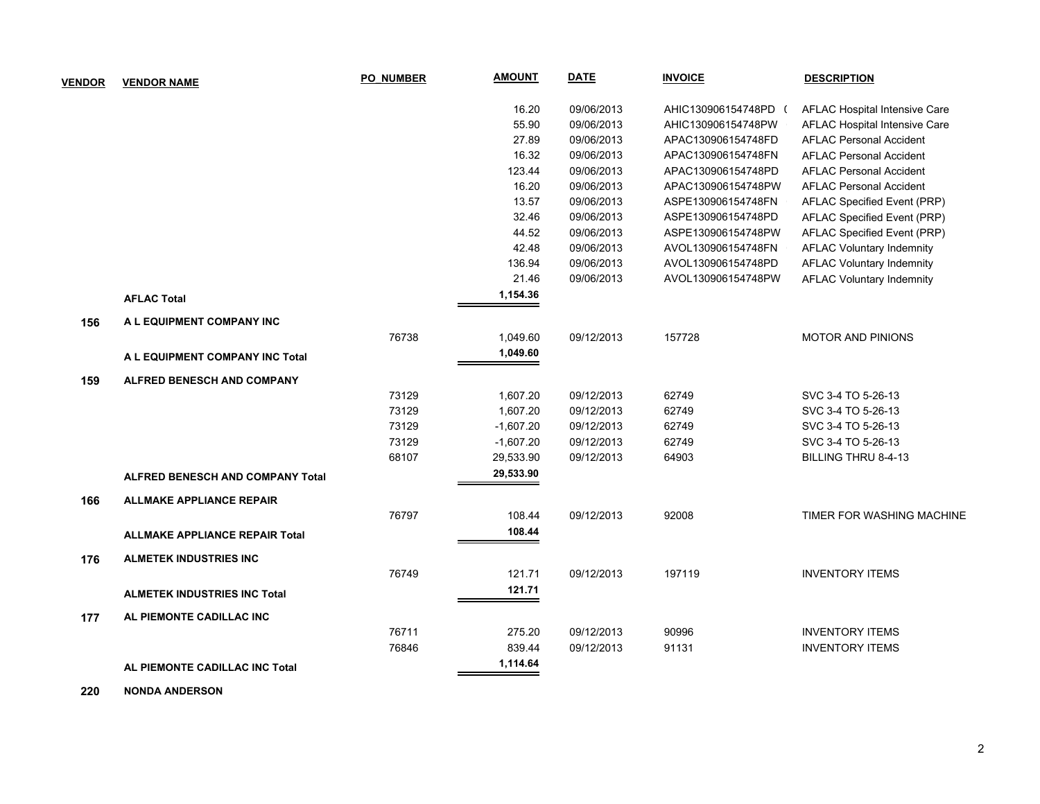| VENDOR | VENDOR NAME | PO_NUMBER | AMOUNT | DATE | INVOICE | DESCRIPTION |
|---|---|---|---|---|---|---|
| | | | 16.20 | 09/06/2013 | AHIC130906154748PD ( | AFLAC Hospital Intensive Care |
| | | | 55.90 | 09/06/2013 | AHIC130906154748PW | AFLAC Hospital Intensive Care |
| | | | 27.89 | 09/06/2013 | APAC130906154748FD | AFLAC Personal Accident |
| | | | 16.32 | 09/06/2013 | APAC130906154748FN | AFLAC Personal Accident |
| | | | 123.44 | 09/06/2013 | APAC130906154748PD | AFLAC Personal Accident |
| | | | 16.20 | 09/06/2013 | APAC130906154748PW | AFLAC Personal Accident |
| | | | 13.57 | 09/06/2013 | ASPE130906154748FN | AFLAC Specified Event (PRP) |
| | | | 32.46 | 09/06/2013 | ASPE130906154748PD | AFLAC Specified Event (PRP) |
| | | | 44.52 | 09/06/2013 | ASPE130906154748PW | AFLAC Specified Event (PRP) |
| | | | 42.48 | 09/06/2013 | AVOL130906154748FN | AFLAC Voluntary Indemnity |
| | | | 136.94 | 09/06/2013 | AVOL130906154748PD | AFLAC Voluntary Indemnity |
| | | | 21.46 | 09/06/2013 | AVOL130906154748PW | AFLAC Voluntary Indemnity |
| | **AFLAC Total** | | **1,154.36** | | | |
| **156** | **A L EQUIPMENT COMPANY INC** | | | | | |
| | | 76738 | 1,049.60 | 09/12/2013 | 157728 | MOTOR AND PINIONS |
| | **A L EQUIPMENT COMPANY INC Total** | | **1,049.60** | | | |
| **159** | **ALFRED BENESCH AND COMPANY** | | | | | |
| | | 73129 | 1,607.20 | 09/12/2013 | 62749 | SVC 3-4 TO 5-26-13 |
| | | 73129 | 1,607.20 | 09/12/2013 | 62749 | SVC 3-4 TO 5-26-13 |
| | | 73129 | -1,607.20 | 09/12/2013 | 62749 | SVC 3-4 TO 5-26-13 |
| | | 73129 | -1,607.20 | 09/12/2013 | 62749 | SVC 3-4 TO 5-26-13 |
| | | 68107 | 29,533.90 | 09/12/2013 | 64903 | BILLING THRU 8-4-13 |
| | **ALFRED BENESCH AND COMPANY Total** | | **29,533.90** | | | |
| **166** | **ALLMAKE APPLIANCE REPAIR** | | | | | |
| | | 76797 | 108.44 | 09/12/2013 | 92008 | TIMER FOR WASHING MACHINE |
| | **ALLMAKE APPLIANCE REPAIR Total** | | **108.44** | | | |
| **176** | **ALMETEK INDUSTRIES INC** | | | | | |
| | | 76749 | 121.71 | 09/12/2013 | 197119 | INVENTORY ITEMS |
| | **ALMETEK INDUSTRIES INC Total** | | **121.71** | | | |
| **177** | **AL PIEMONTE CADILLAC INC** | | | | | |
| | | 76711 | 275.20 | 09/12/2013 | 90996 | INVENTORY ITEMS |
| | | 76846 | 839.44 | 09/12/2013 | 91131 | INVENTORY ITEMS |
| | **AL PIEMONTE CADILLAC INC Total** | | **1,114.64** | | | |
| **220** | **NONDA ANDERSON** | | | | | |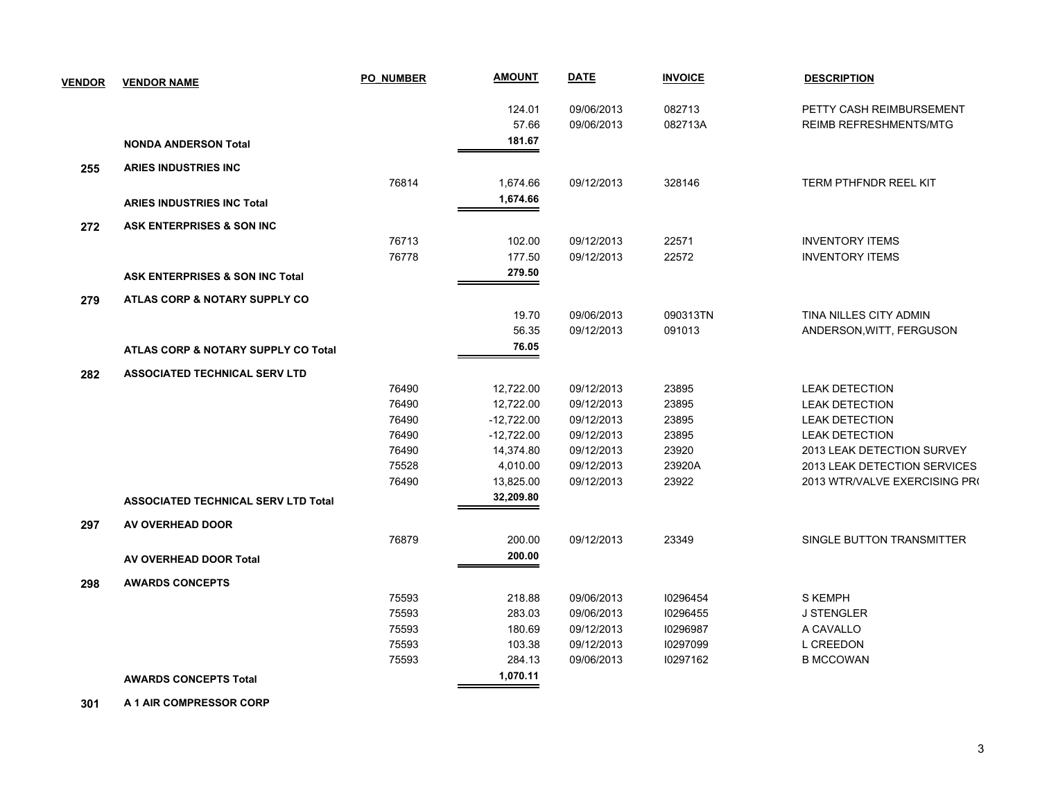| VENDOR | VENDOR NAME | PO_NUMBER | AMOUNT | DATE | INVOICE | DESCRIPTION |
|---|---|---|---|---|---|---|
| | | | 124.01 | 09/06/2013 | 082713 | PETTY CASH REIMBURSEMENT |
| | | | 57.66 | 09/06/2013 | 082713A | REIMB REFRESHMENTS/MTG |
| | **NONDA ANDERSON Total** | | **181.67** | | | |
| **255** | **ARIES INDUSTRIES INC** | | | | | |
| | | 76814 | 1,674.66 | 09/12/2013 | 328146 | TERM PTHFNDR REEL KIT |
| | **ARIES INDUSTRIES INC Total** | | **1,674.66** | | | |
| **272** | **ASK ENTERPRISES & SON INC** | | | | | |
| | | 76713 | 102.00 | 09/12/2013 | 22571 | INVENTORY ITEMS |
| | | 76778 | 177.50 | 09/12/2013 | 22572 | INVENTORY ITEMS |
| | **ASK ENTERPRISES & SON INC Total** | | **279.50** | | | |
| **279** | **ATLAS CORP & NOTARY SUPPLY CO** | | | | | |
| | | | 19.70 | 09/06/2013 | 090313TN | TINA NILLES CITY ADMIN |
| | | | 56.35 | 09/12/2013 | 091013 | ANDERSON,WITT, FERGUSON |
| | **ATLAS CORP & NOTARY SUPPLY CO Total** | | **76.05** | | | |
| **282** | **ASSOCIATED TECHNICAL SERV LTD** | | | | | |
| | | 76490 | 12,722.00 | 09/12/2013 | 23895 | LEAK DETECTION |
| | | 76490 | 12,722.00 | 09/12/2013 | 23895 | LEAK DETECTION |
| | | 76490 | -12,722.00 | 09/12/2013 | 23895 | LEAK DETECTION |
| | | 76490 | -12,722.00 | 09/12/2013 | 23895 | LEAK DETECTION |
| | | 76490 | 14,374.80 | 09/12/2013 | 23920 | 2013 LEAK DETECTION SURVEY |
| | | 75528 | 4,010.00 | 09/12/2013 | 23920A | 2013 LEAK DETECTION SERVICES |
| | | 76490 | 13,825.00 | 09/12/2013 | 23922 | 2013 WTR/VALVE EXERCISING PR( |
| | **ASSOCIATED TECHNICAL SERV LTD Total** | | **32,209.80** | | | |
| **297** | **AV OVERHEAD DOOR** | | | | | |
| | | 76879 | 200.00 | 09/12/2013 | 23349 | SINGLE BUTTON TRANSMITTER |
| | **AV OVERHEAD DOOR Total** | | **200.00** | | | |
| **298** | **AWARDS CONCEPTS** | | | | | |
| | | 75593 | 218.88 | 09/06/2013 | I0296454 | S KEMPH |
| | | 75593 | 283.03 | 09/06/2013 | I0296455 | J STENGLER |
| | | 75593 | 180.69 | 09/12/2013 | I0296987 | A CAVALLO |
| | | 75593 | 103.38 | 09/12/2013 | I0297099 | L CREEDON |
| | | 75593 | 284.13 | 09/06/2013 | I0297162 | B MCCOWAN |
| | **AWARDS CONCEPTS Total** | | **1,070.11** | | | |
| **301** | **A 1 AIR COMPRESSOR CORP** | | | | | |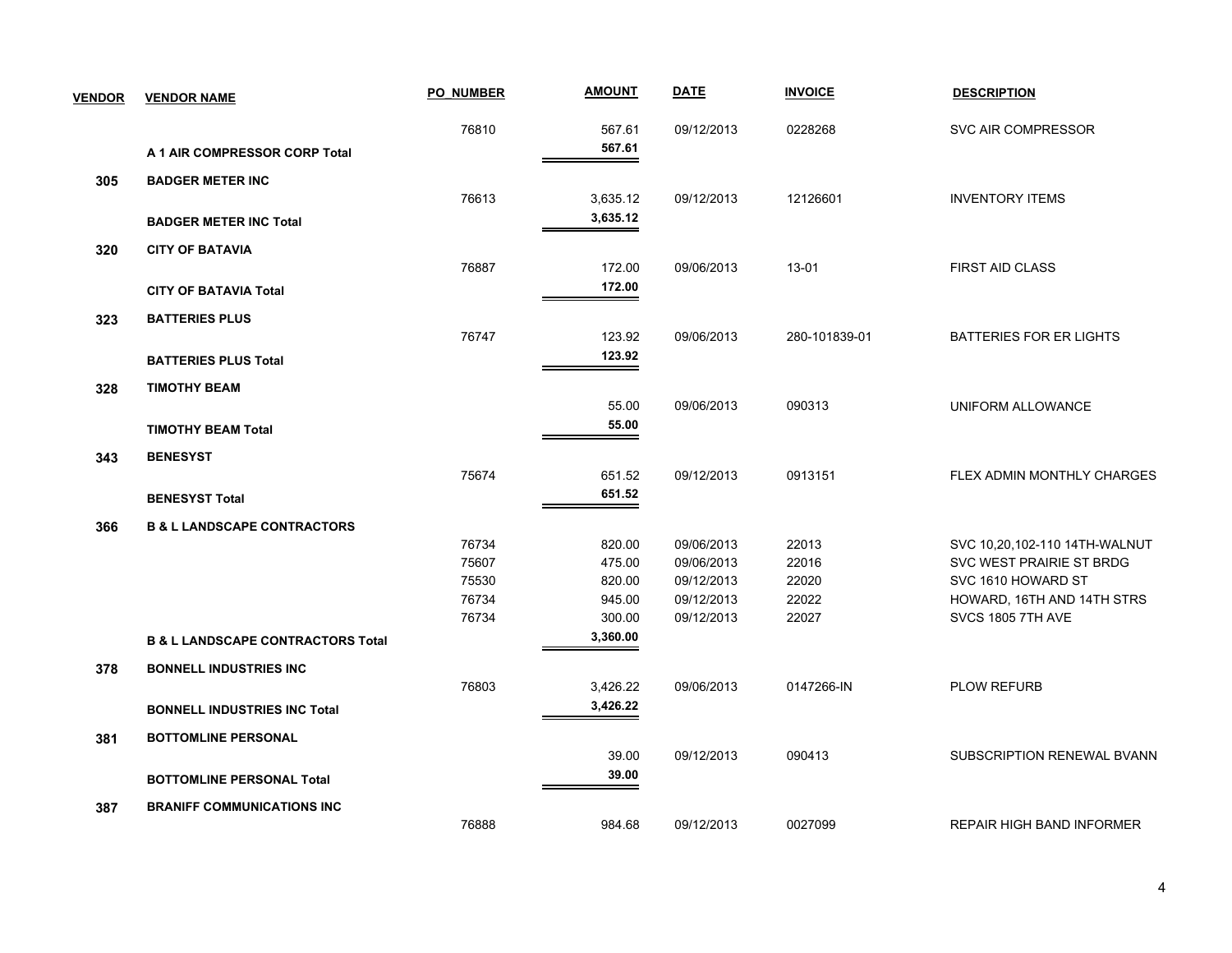| VENDOR | VENDOR NAME | PO_NUMBER | AMOUNT | DATE | INVOICE | DESCRIPTION |
|---|---|---|---|---|---|---|
| | | 76810 | 567.61 | 09/12/2013 | 0228268 | SVC AIR COMPRESSOR |
| | **A 1 AIR COMPRESSOR CORP Total** | | **567.61** | | | |
| **305** | **BADGER METER INC** | | | | | |
| | | 76613 | 3,635.12 | 09/12/2013 | 12126601 | INVENTORY ITEMS |
| | **BADGER METER INC Total** | | **3,635.12** | | | |
| **320** | **CITY OF BATAVIA** | | | | | |
| | | 76887 | 172.00 | 09/06/2013 | 13-01 | FIRST AID CLASS |
| | **CITY OF BATAVIA Total** | | **172.00** | | | |
| **323** | **BATTERIES PLUS** | | | | | |
| | | 76747 | 123.92 | 09/06/2013 | 280-101839-01 | BATTERIES FOR ER LIGHTS |
| | **BATTERIES PLUS Total** | | **123.92** | | | |
| **328** | **TIMOTHY BEAM** | | | | | |
| | | | 55.00 | 09/06/2013 | 090313 | UNIFORM ALLOWANCE |
| | **TIMOTHY BEAM Total** | | **55.00** | | | |
| **343** | **BENESYST** | | | | | |
| | | 75674 | 651.52 | 09/12/2013 | 0913151 | FLEX ADMIN MONTHLY CHARGES |
| | **BENESYST Total** | | **651.52** | | | |
| **366** | **B & L LANDSCAPE CONTRACTORS** | | | | | |
| | | 76734 | 820.00 | 09/06/2013 | 22013 | SVC 10,20,102-110 14TH-WALNUT |
| | | 75607 | 475.00 | 09/06/2013 | 22016 | SVC WEST PRAIRIE ST BRDG |
| | | 75530 | 820.00 | 09/12/2013 | 22020 | SVC 1610 HOWARD ST |
| | | 76734 | 945.00 | 09/12/2013 | 22022 | HOWARD, 16TH AND 14TH STRS |
| | | 76734 | 300.00 | 09/12/2013 | 22027 | SVCS 1805 7TH AVE |
| | **B & L LANDSCAPE CONTRACTORS Total** | | **3,360.00** | | | |
| **378** | **BONNELL INDUSTRIES INC** | | | | | |
| | | 76803 | 3,426.22 | 09/06/2013 | 0147266-IN | PLOW REFURB |
| | **BONNELL INDUSTRIES INC Total** | | **3,426.22** | | | |
| **381** | **BOTTOMLINE PERSONAL** | | | | | |
| | | | 39.00 | 09/12/2013 | 090413 | SUBSCRIPTION RENEWAL BVANN |
| | **BOTTOMLINE PERSONAL Total** | | **39.00** | | | |
| **387** | **BRANIFF COMMUNICATIONS INC** | | | | | |
| | | 76888 | 984.68 | 09/12/2013 | 0027099 | REPAIR HIGH BAND INFORMER |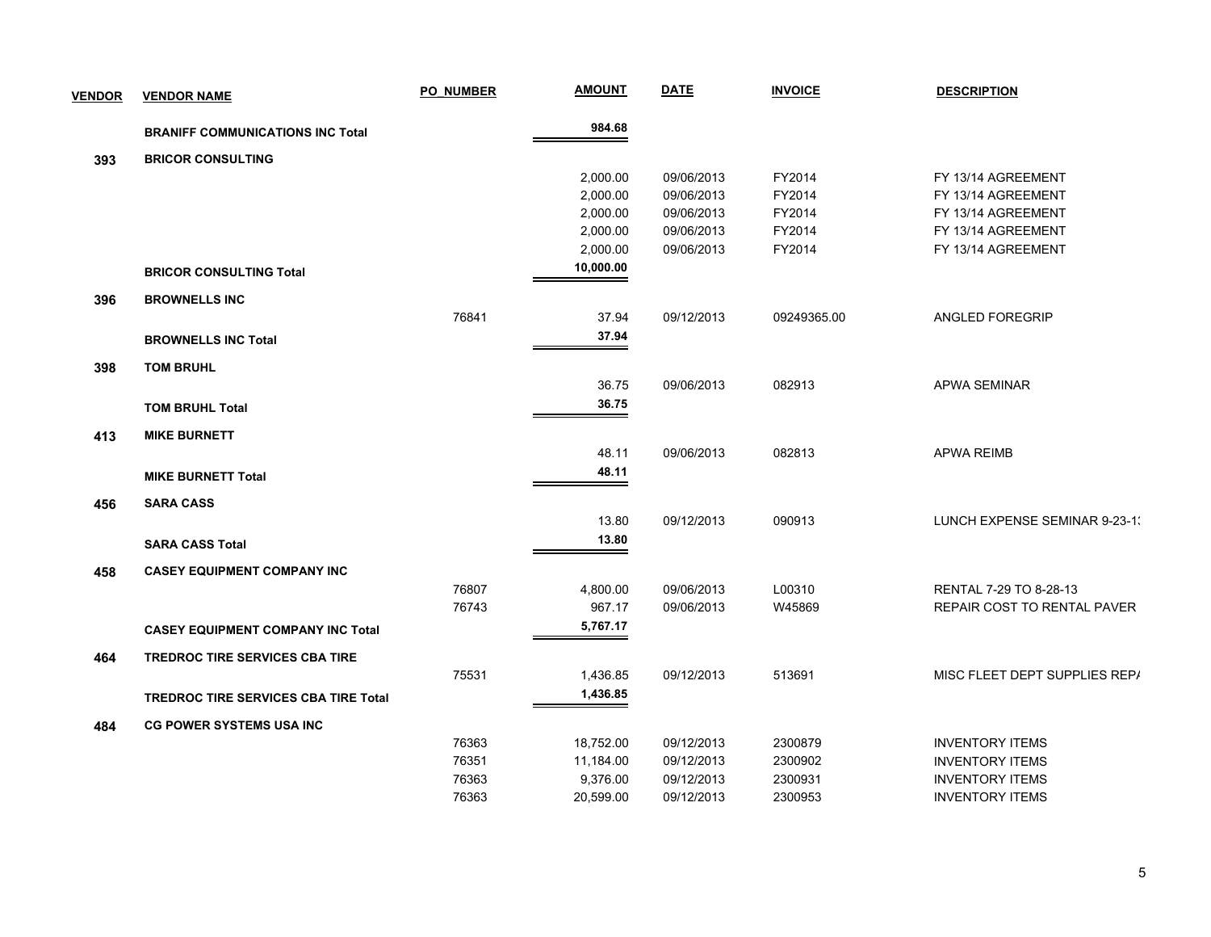| VENDOR | VENDOR NAME | PO_NUMBER | AMOUNT | DATE | INVOICE | DESCRIPTION |
|---|---|---|---|---|---|---|
| | **BRANIFF COMMUNICATIONS INC Total** | | **984.68** | | | |
| **393** | **BRICOR CONSULTING** | | | | | |
| | | | 2,000.00 | 09/06/2013 | FY2014 | FY 13/14 AGREEMENT |
| | | | 2,000.00 | 09/06/2013 | FY2014 | FY 13/14 AGREEMENT |
| | | | 2,000.00 | 09/06/2013 | FY2014 | FY 13/14 AGREEMENT |
| | | | 2,000.00 | 09/06/2013 | FY2014 | FY 13/14 AGREEMENT |
| | | | 2,000.00 | 09/06/2013 | FY2014 | FY 13/14 AGREEMENT |
| | **BRICOR CONSULTING Total** | | **10,000.00** | | | |
| **396** | **BROWNELLS INC** | | | | | |
| | | 76841 | 37.94 | 09/12/2013 | 09249365.00 | ANGLED FOREGRIP |
| | **BROWNELLS INC Total** | | **37.94** | | | |
| **398** | **TOM BRUHL** | | | | | |
| | | | 36.75 | 09/06/2013 | 082913 | APWA SEMINAR |
| | **TOM BRUHL Total** | | **36.75** | | | |
| **413** | **MIKE BURNETT** | | | | | |
| | | | 48.11 | 09/06/2013 | 082813 | APWA REIMB |
| | **MIKE BURNETT Total** | | **48.11** | | | |
| **456** | **SARA CASS** | | | | | |
| | | | 13.80 | 09/12/2013 | 090913 | LUNCH EXPENSE SEMINAR 9-23-1: |
| | **SARA CASS Total** | | **13.80** | | | |
| **458** | **CASEY EQUIPMENT COMPANY INC** | | | | | |
| | | 76807 | 4,800.00 | 09/06/2013 | L00310 | RENTAL 7-29 TO 8-28-13 |
| | | 76743 | 967.17 | 09/06/2013 | W45869 | REPAIR COST TO RENTAL PAVER |
| | **CASEY EQUIPMENT COMPANY INC Total** | | **5,767.17** | | | |
| **464** | **TREDROC TIRE SERVICES CBA TIRE** | | | | | |
| | | 75531 | 1,436.85 | 09/12/2013 | 513691 | MISC FLEET DEPT SUPPLIES REP/ |
| | **TREDROC TIRE SERVICES CBA TIRE Total** | | **1,436.85** | | | |
| **484** | **CG POWER SYSTEMS USA INC** | | | | | |
| | | 76363 | 18,752.00 | 09/12/2013 | 2300879 | INVENTORY ITEMS |
| | | 76351 | 11,184.00 | 09/12/2013 | 2300902 | INVENTORY ITEMS |
| | | 76363 | 9,376.00 | 09/12/2013 | 2300931 | INVENTORY ITEMS |
| | | 76363 | 20,599.00 | 09/12/2013 | 2300953 | INVENTORY ITEMS |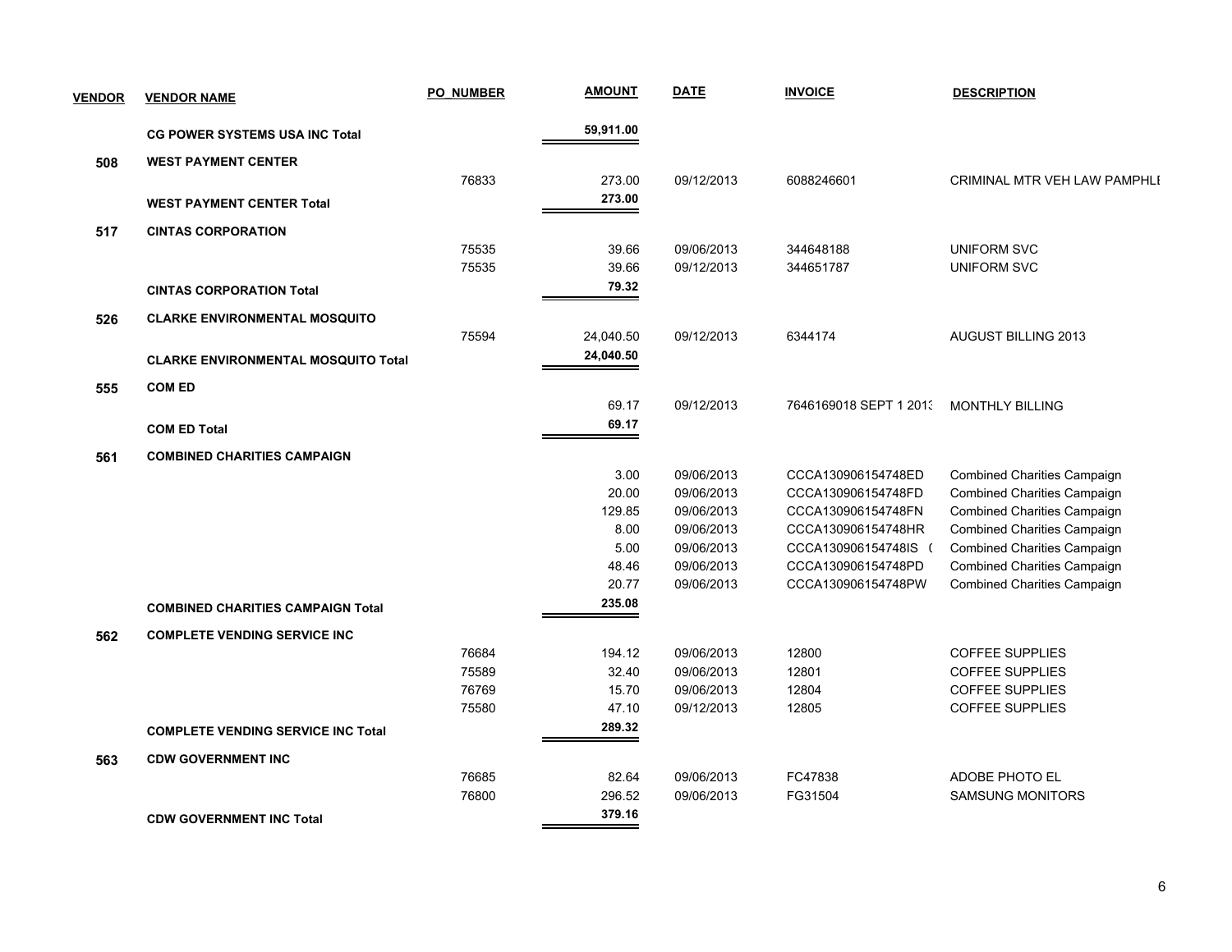| VENDOR | VENDOR NAME | PO_NUMBER | AMOUNT | DATE | INVOICE | DESCRIPTION |
|---|---|---|---|---|---|---|
| | **CG POWER SYSTEMS USA INC Total** | | **59,911.00** | | | |
| **508** | **WEST PAYMENT CENTER** | | | | | |
| | | 76833 | 273.00 | 09/12/2013 | 6088246601 | CRIMINAL MTR VEH LAW PAMPHLI |
| | **WEST PAYMENT CENTER Total** | | **273.00** | | | |
| **517** | **CINTAS CORPORATION** | | | | | |
| | | 75535 | 39.66 | 09/06/2013 | 344648188 | UNIFORM SVC |
| | | 75535 | 39.66 | 09/12/2013 | 344651787 | UNIFORM SVC |
| | **CINTAS CORPORATION Total** | | **79.32** | | | |
| **526** | **CLARKE ENVIRONMENTAL MOSQUITO** | | | | | |
| | | 75594 | 24,040.50 | 09/12/2013 | 6344174 | AUGUST BILLING 2013 |
| | **CLARKE ENVIRONMENTAL MOSQUITO Total** | | **24,040.50** | | | |
| **555** | **COM ED** | | | | | |
| | | | 69.17 | 09/12/2013 | 7646169018 SEPT 1 2013 | MONTHLY BILLING |
| | **COM ED Total** | | **69.17** | | | |
| **561** | **COMBINED CHARITIES CAMPAIGN** | | | | | |
| | | | 3.00 | 09/06/2013 | CCCA130906154748ED | Combined Charities Campaign |
| | | | 20.00 | 09/06/2013 | CCCA130906154748FD | Combined Charities Campaign |
| | | | 129.85 | 09/06/2013 | CCCA130906154748FN | Combined Charities Campaign |
| | | | 8.00 | 09/06/2013 | CCCA130906154748HR | Combined Charities Campaign |
| | | | 5.00 | 09/06/2013 | CCCA130906154748IS ( | Combined Charities Campaign |
| | | | 48.46 | 09/06/2013 | CCCA130906154748PD | Combined Charities Campaign |
| | | | 20.77 | 09/06/2013 | CCCA130906154748PW | Combined Charities Campaign |
| | **COMBINED CHARITIES CAMPAIGN Total** | | **235.08** | | | |
| **562** | **COMPLETE VENDING SERVICE INC** | | | | | |
| | | 76684 | 194.12 | 09/06/2013 | 12800 | COFFEE SUPPLIES |
| | | 75589 | 32.40 | 09/06/2013 | 12801 | COFFEE SUPPLIES |
| | | 76769 | 15.70 | 09/06/2013 | 12804 | COFFEE SUPPLIES |
| | | 75580 | 47.10 | 09/12/2013 | 12805 | COFFEE SUPPLIES |
| | **COMPLETE VENDING SERVICE INC Total** | | **289.32** | | | |
| **563** | **CDW GOVERNMENT INC** | | | | | |
| | | 76685 | 82.64 | 09/06/2013 | FC47838 | ADOBE PHOTO EL |
| | | 76800 | 296.52 | 09/06/2013 | FG31504 | SAMSUNG MONITORS |
| | **CDW GOVERNMENT INC Total** | | **379.16** | | | |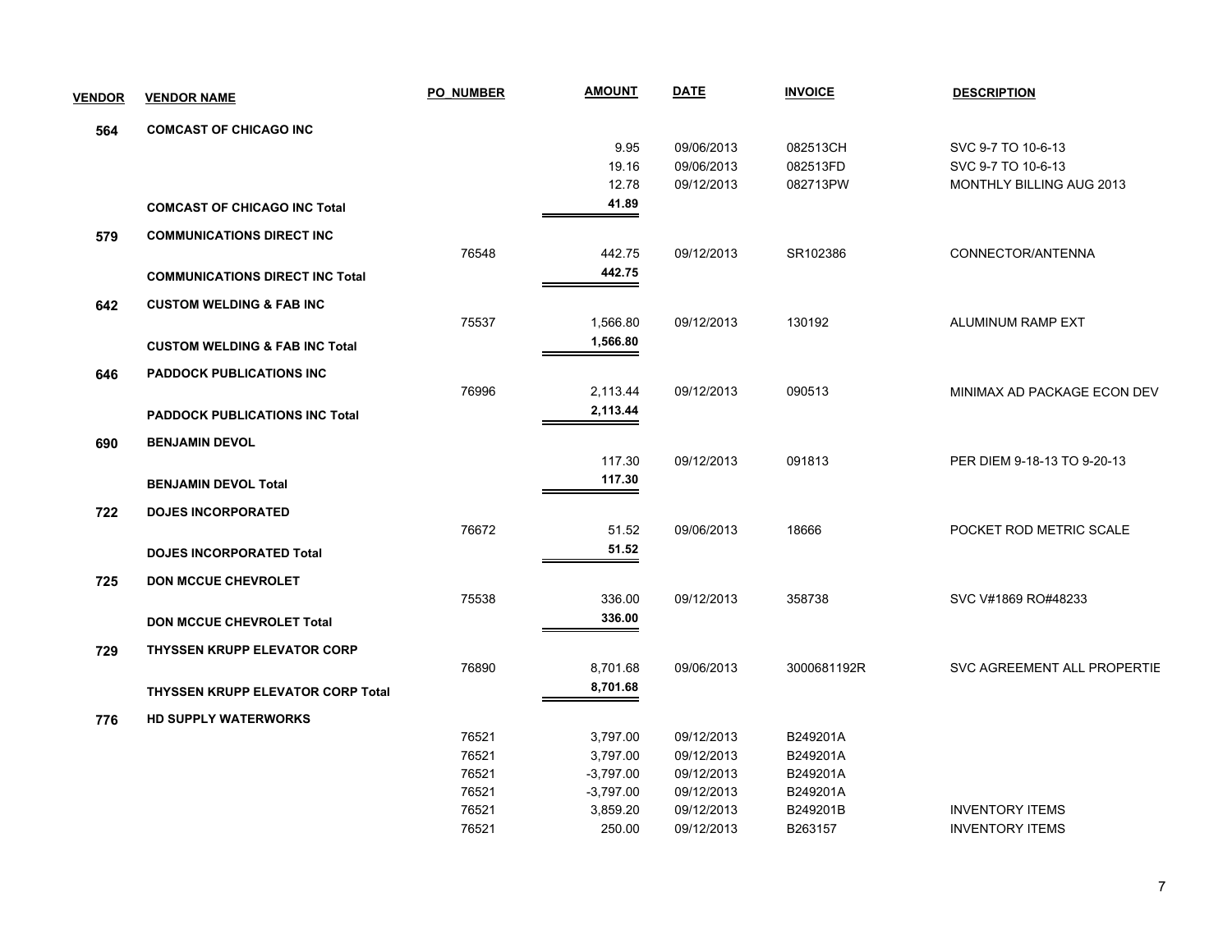| VENDOR | VENDOR NAME | PO_NUMBER | AMOUNT | DATE | INVOICE | DESCRIPTION |
|---|---|---|---|---|---|---|
| 564 | COMCAST OF CHICAGO INC | | | | | |
| | | | 9.95 | 09/06/2013 | 082513CH | SVC 9-7 TO 10-6-13 |
| | | | 19.16 | 09/06/2013 | 082513FD | SVC 9-7 TO 10-6-13 |
| | | | 12.78 | 09/12/2013 | 082713PW | MONTHLY BILLING AUG 2013 |
| | **COMCAST OF CHICAGO INC Total** | | **41.89** | | | |
| 579 | COMMUNICATIONS DIRECT INC | | | | | |
| | | 76548 | 442.75 | 09/12/2013 | SR102386 | CONNECTOR/ANTENNA |
| | **COMMUNICATIONS DIRECT INC Total** | | **442.75** | | | |
| 642 | CUSTOM WELDING & FAB INC | | | | | |
| | | 75537 | 1,566.80 | 09/12/2013 | 130192 | ALUMINUM RAMP EXT |
| | **CUSTOM WELDING & FAB INC Total** | | **1,566.80** | | | |
| 646 | PADDOCK PUBLICATIONS INC | | | | | |
| | | 76996 | 2,113.44 | 09/12/2013 | 090513 | MINIMAX AD PACKAGE ECON DEV |
| | **PADDOCK PUBLICATIONS INC Total** | | **2,113.44** | | | |
| 690 | BENJAMIN DEVOL | | | | | |
| | | | 117.30 | 09/12/2013 | 091813 | PER DIEM 9-18-13 TO 9-20-13 |
| | **BENJAMIN DEVOL Total** | | **117.30** | | | |
| 722 | DOJES INCORPORATED | | | | | |
| | | 76672 | 51.52 | 09/06/2013 | 18666 | POCKET ROD METRIC SCALE |
| | **DOJES INCORPORATED Total** | | **51.52** | | | |
| 725 | DON MCCUE CHEVROLET | | | | | |
| | | 75538 | 336.00 | 09/12/2013 | 358738 | SVC V#1869 RO#48233 |
| | **DON MCCUE CHEVROLET Total** | | **336.00** | | | |
| 729 | THYSSEN KRUPP ELEVATOR CORP | | | | | |
| | | 76890 | 8,701.68 | 09/06/2013 | 3000681192R | SVC AGREEMENT ALL PROPERTIE |
| | **THYSSEN KRUPP ELEVATOR CORP Total** | | **8,701.68** | | | |
| 776 | HD SUPPLY WATERWORKS | | | | | |
| | | 76521 | 3,797.00 | 09/12/2013 | B249201A | |
| | | 76521 | 3,797.00 | 09/12/2013 | B249201A | |
| | | 76521 | -3,797.00 | 09/12/2013 | B249201A | |
| | | 76521 | -3,797.00 | 09/12/2013 | B249201A | |
| | | 76521 | 3,859.20 | 09/12/2013 | B249201B | INVENTORY ITEMS |
| | | 76521 | 250.00 | 09/12/2013 | B263157 | INVENTORY ITEMS |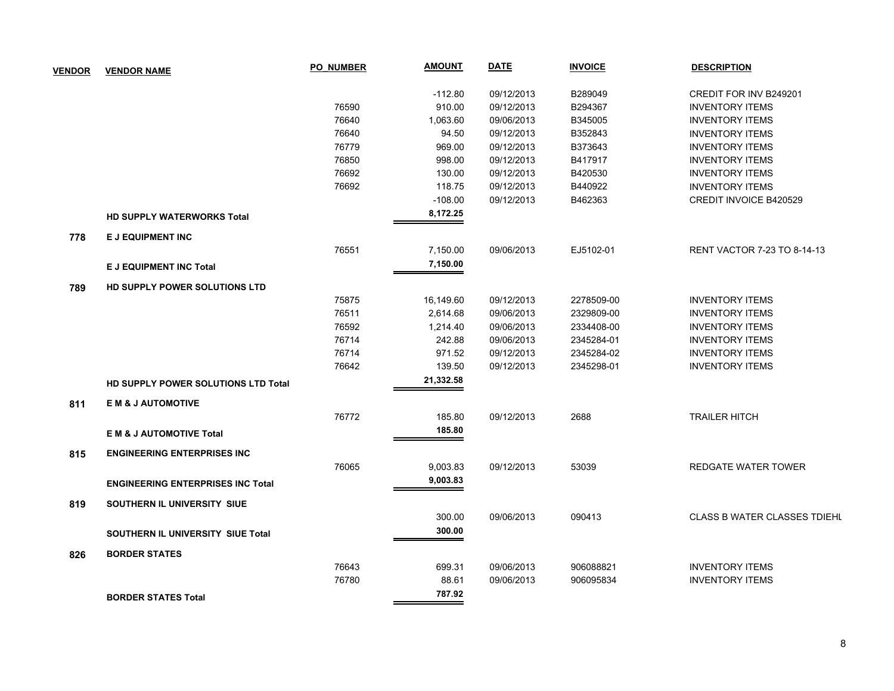| VENDOR | VENDOR NAME | PO_NUMBER | AMOUNT | DATE | INVOICE | DESCRIPTION |
|---|---|---|---|---|---|---|
| | | | -112.80 | 09/12/2013 | B289049 | CREDIT FOR INV B249201 |
| | | 76590 | 910.00 | 09/12/2013 | B294367 | INVENTORY ITEMS |
| | | 76640 | 1,063.60 | 09/06/2013 | B345005 | INVENTORY ITEMS |
| | | 76640 | 94.50 | 09/12/2013 | B352843 | INVENTORY ITEMS |
| | | 76779 | 969.00 | 09/12/2013 | B373643 | INVENTORY ITEMS |
| | | 76850 | 998.00 | 09/12/2013 | B417917 | INVENTORY ITEMS |
| | | 76692 | 130.00 | 09/12/2013 | B420530 | INVENTORY ITEMS |
| | | 76692 | 118.75 | 09/12/2013 | B440922 | INVENTORY ITEMS |
| | | | -108.00 | 09/12/2013 | B462363 | CREDIT INVOICE B420529 |
| | **HD SUPPLY WATERWORKS Total** | | **8,172.25** | | | |
| **778** | **E J EQUIPMENT INC** | | | | | |
| | | 76551 | 7,150.00 | 09/06/2013 | EJ5102-01 | RENT VACTOR 7-23 TO 8-14-13 |
| | **E J EQUIPMENT INC Total** | | **7,150.00** | | | |
| **789** | **HD SUPPLY POWER SOLUTIONS LTD** | | | | | |
| | | 75875 | 16,149.60 | 09/12/2013 | 2278509-00 | INVENTORY ITEMS |
| | | 76511 | 2,614.68 | 09/06/2013 | 2329809-00 | INVENTORY ITEMS |
| | | 76592 | 1,214.40 | 09/06/2013 | 2334408-00 | INVENTORY ITEMS |
| | | 76714 | 242.88 | 09/06/2013 | 2345284-01 | INVENTORY ITEMS |
| | | 76714 | 971.52 | 09/12/2013 | 2345284-02 | INVENTORY ITEMS |
| | | 76642 | 139.50 | 09/12/2013 | 2345298-01 | INVENTORY ITEMS |
| | **HD SUPPLY POWER SOLUTIONS LTD Total** | | **21,332.58** | | | |
| **811** | **E M & J AUTOMOTIVE** | | | | | |
| | | 76772 | 185.80 | 09/12/2013 | 2688 | TRAILER HITCH |
| | **E M & J AUTOMOTIVE Total** | | **185.80** | | | |
| **815** | **ENGINEERING ENTERPRISES INC** | | | | | |
| | | 76065 | 9,003.83 | 09/12/2013 | 53039 | REDGATE WATER TOWER |
| | **ENGINEERING ENTERPRISES INC Total** | | **9,003.83** | | | |
| **819** | **SOUTHERN IL UNIVERSITY SIUE** | | | | | |
| | | | 300.00 | 09/06/2013 | 090413 | CLASS B WATER CLASSES TDIEHL |
| | **SOUTHERN IL UNIVERSITY SIUE Total** | | **300.00** | | | |
| **826** | **BORDER STATES** | | | | | |
| | | 76643 | 699.31 | 09/06/2013 | 906088821 | INVENTORY ITEMS |
| | | 76780 | 88.61 | 09/06/2013 | 906095834 | INVENTORY ITEMS |
| | **BORDER STATES Total** | | **787.92** | | | |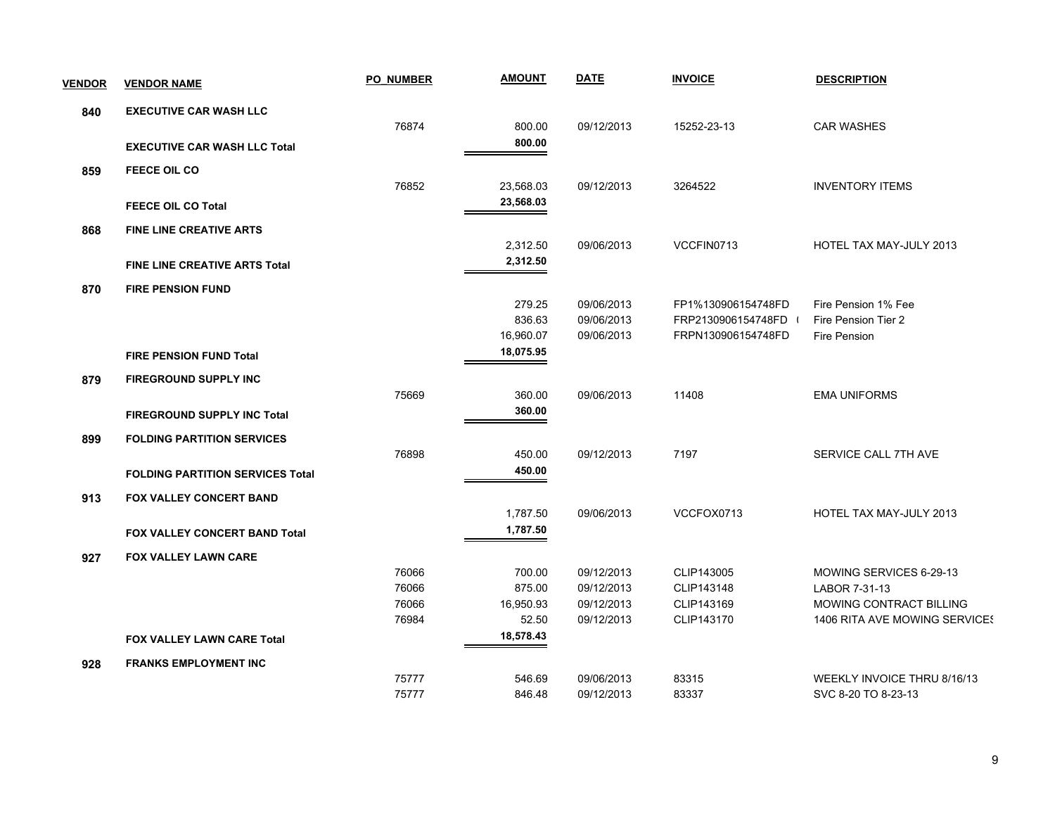| VENDOR | VENDOR NAME | PO_NUMBER | AMOUNT | DATE | INVOICE | DESCRIPTION |
|---|---|---|---|---|---|---|
| 840 | EXECUTIVE CAR WASH LLC | | | | | |
| | | 76874 | 800.00 | 09/12/2013 | 15252-23-13 | CAR WASHES |
| | **EXECUTIVE CAR WASH LLC Total** | | **800.00** | | | |
| 859 | FEECE OIL CO | | | | | |
| | | 76852 | 23,568.03 | 09/12/2013 | 3264522 | INVENTORY ITEMS |
| | **FEECE OIL CO Total** | | **23,568.03** | | | |
| 868 | FINE LINE CREATIVE ARTS | | | | | |
| | | | 2,312.50 | 09/06/2013 | VCCFIN0713 | HOTEL TAX MAY-JULY 2013 |
| | **FINE LINE CREATIVE ARTS Total** | | **2,312.50** | | | |
| 870 | FIRE PENSION FUND | | | | | |
| | | | 279.25 | 09/06/2013 | FP1%130906154748FD | Fire Pension 1% Fee |
| | | | 836.63 | 09/06/2013 | FRP2130906154748FD ( | Fire Pension Tier 2 |
| | | | 16,960.07 | 09/06/2013 | FRPN130906154748FD | Fire Pension |
| | **FIRE PENSION FUND Total** | | **18,075.95** | | | |
| 879 | FIREGROUND SUPPLY INC | | | | | |
| | | 75669 | 360.00 | 09/06/2013 | 11408 | EMA UNIFORMS |
| | **FIREGROUND SUPPLY INC Total** | | **360.00** | | | |
| 899 | FOLDING PARTITION SERVICES | | | | | |
| | | 76898 | 450.00 | 09/12/2013 | 7197 | SERVICE CALL 7TH AVE |
| | **FOLDING PARTITION SERVICES Total** | | **450.00** | | | |
| 913 | FOX VALLEY CONCERT BAND | | | | | |
| | | | 1,787.50 | 09/06/2013 | VCCFOX0713 | HOTEL TAX MAY-JULY 2013 |
| | **FOX VALLEY CONCERT BAND Total** | | **1,787.50** | | | |
| 927 | FOX VALLEY LAWN CARE | | | | | |
| | | 76066 | 700.00 | 09/12/2013 | CLIP143005 | MOWING SERVICES 6-29-13 |
| | | 76066 | 875.00 | 09/12/2013 | CLIP143148 | LABOR 7-31-13 |
| | | 76066 | 16,950.93 | 09/12/2013 | CLIP143169 | MOWING CONTRACT BILLING |
| | | 76984 | 52.50 | 09/12/2013 | CLIP143170 | 1406 RITA AVE MOWING SERVICES |
| | **FOX VALLEY LAWN CARE Total** | | **18,578.43** | | | |
| 928 | FRANKS EMPLOYMENT INC | | | | | |
| | | 75777 | 546.69 | 09/06/2013 | 83315 | WEEKLY INVOICE THRU 8/16/13 |
| | | 75777 | 846.48 | 09/12/2013 | 83337 | SVC 8-20 TO 8-23-13 |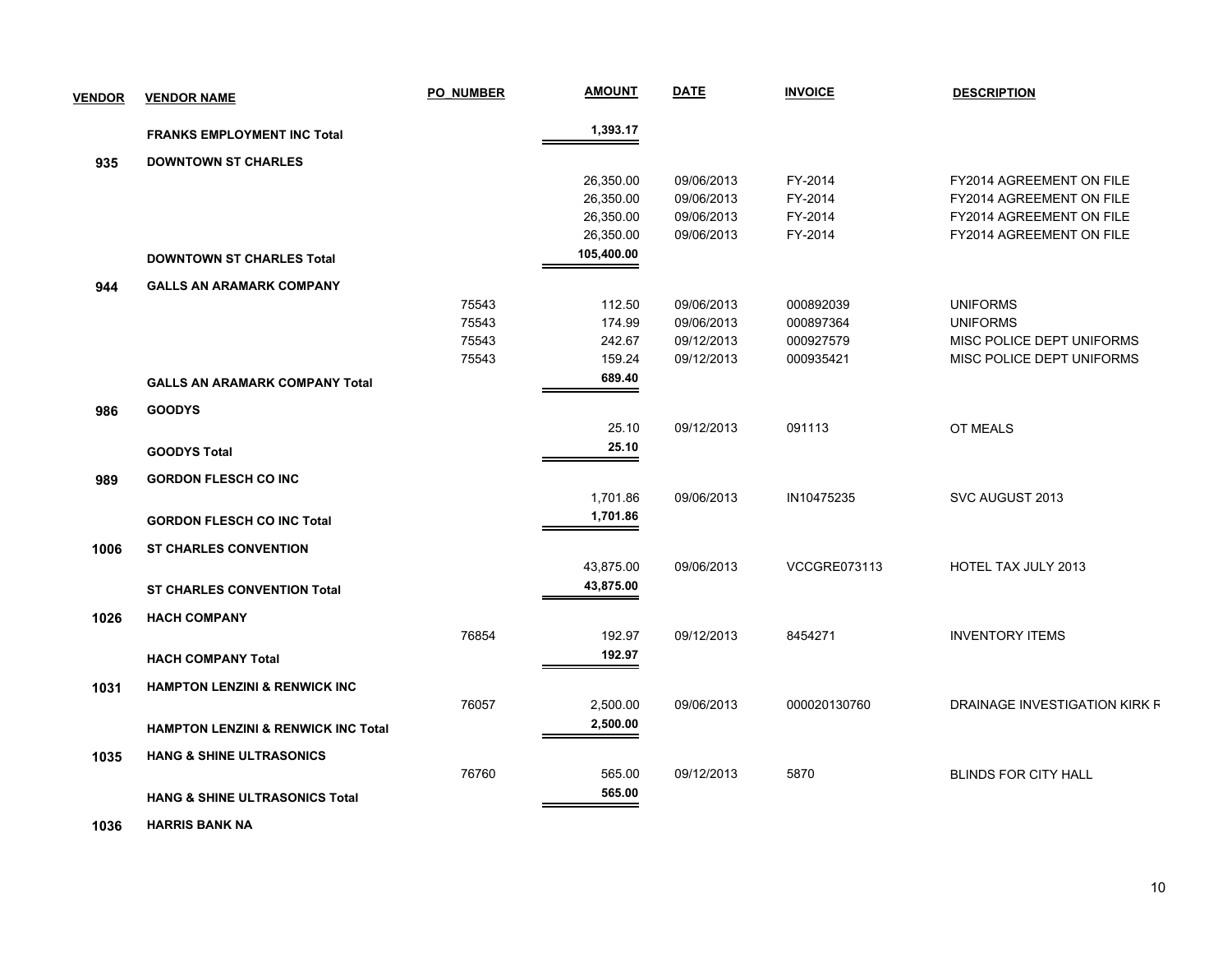| VENDOR | VENDOR NAME | PO_NUMBER | AMOUNT | DATE | INVOICE | DESCRIPTION |
|---|---|---|---|---|---|---|
| | **FRANKS EMPLOYMENT INC Total** | | **1,393.17** | | | |
| **935** | **DOWNTOWN ST CHARLES** | | | | | |
| | | | 26,350.00 | 09/06/2013 | FY-2014 | FY2014 AGREEMENT ON FILE |
| | | | 26,350.00 | 09/06/2013 | FY-2014 | FY2014 AGREEMENT ON FILE |
| | | | 26,350.00 | 09/06/2013 | FY-2014 | FY2014 AGREEMENT ON FILE |
| | | | 26,350.00 | 09/06/2013 | FY-2014 | FY2014 AGREEMENT ON FILE |
| | **DOWNTOWN ST CHARLES Total** | | **105,400.00** | | | |
| **944** | **GALLS AN ARAMARK COMPANY** | | | | | |
| | | 75543 | 112.50 | 09/06/2013 | 000892039 | UNIFORMS |
| | | 75543 | 174.99 | 09/06/2013 | 000897364 | UNIFORMS |
| | | 75543 | 242.67 | 09/12/2013 | 000927579 | MISC POLICE DEPT UNIFORMS |
| | | 75543 | 159.24 | 09/12/2013 | 000935421 | MISC POLICE DEPT UNIFORMS |
| | **GALLS AN ARAMARK COMPANY Total** | | **689.40** | | | |
| **986** | **GOODYS** | | | | | |
| | | | 25.10 | 09/12/2013 | 091113 | OT MEALS |
| | **GOODYS Total** | | **25.10** | | | |
| **989** | **GORDON FLESCH CO INC** | | | | | |
| | | | 1,701.86 | 09/06/2013 | IN10475235 | SVC AUGUST 2013 |
| | **GORDON FLESCH CO INC Total** | | **1,701.86** | | | |
| **1006** | **ST CHARLES CONVENTION** | | | | | |
| | | | 43,875.00 | 09/06/2013 | VCCGRE073113 | HOTEL TAX JULY 2013 |
| | **ST CHARLES CONVENTION Total** | | **43,875.00** | | | |
| **1026** | **HACH COMPANY** | | | | | |
| | | 76854 | 192.97 | 09/12/2013 | 8454271 | INVENTORY ITEMS |
| | **HACH COMPANY Total** | | **192.97** | | | |
| **1031** | **HAMPTON LENZINI & RENWICK INC** | | | | | |
| | | 76057 | 2,500.00 | 09/06/2013 | 000020130760 | DRAINAGE INVESTIGATION KIRK F |
| | **HAMPTON LENZINI & RENWICK INC Total** | | **2,500.00** | | | |
| **1035** | **HANG & SHINE ULTRASONICS** | | | | | |
| | | 76760 | 565.00 | 09/12/2013 | 5870 | BLINDS FOR CITY HALL |
| | **HANG & SHINE ULTRASONICS Total** | | **565.00** | | | |
| **1036** | **HARRIS BANK NA** | | | | | |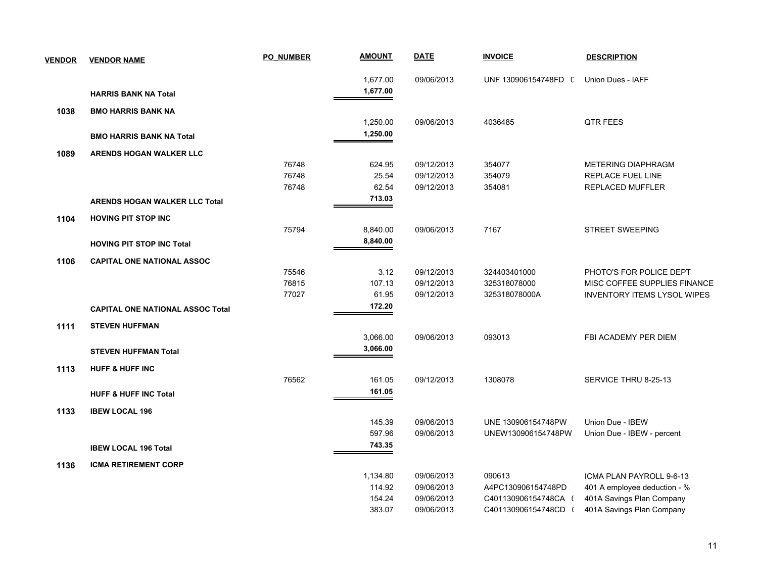| VENDOR | VENDOR NAME | PO_NUMBER | AMOUNT | DATE | INVOICE | DESCRIPTION |
|---|---|---|---|---|---|---|
| | | | 1,677.00 | 09/06/2013 | UNF 130906154748FD ( | Union Dues - IAFF |
| | **HARRIS BANK NA Total** | | **1,677.00** | | | |
| **1038** | **BMO HARRIS BANK NA** | | | | | |
| | | | 1,250.00 | 09/06/2013 | 4036485 | QTR FEES |
| | **BMO HARRIS BANK NA Total** | | **1,250.00** | | | |
| **1089** | **ARENDS HOGAN WALKER LLC** | | | | | |
| | | 76748 | 624.95 | 09/12/2013 | 354077 | METERING DIAPHRAGM |
| | | 76748 | 25.54 | 09/12/2013 | 354079 | REPLACE FUEL LINE |
| | | 76748 | 62.54 | 09/12/2013 | 354081 | REPLACED MUFFLER |
| | **ARENDS HOGAN WALKER LLC Total** | | **713.03** | | | |
| **1104** | **HOVING PIT STOP INC** | | | | | |
| | | 75794 | 8,840.00 | 09/06/2013 | 7167 | STREET SWEEPING |
| | **HOVING PIT STOP INC Total** | | **8,840.00** | | | |
| **1106** | **CAPITAL ONE NATIONAL ASSOC** | | | | | |
| | | 75546 | 3.12 | 09/12/2013 | 324403401000 | PHOTO'S FOR POLICE DEPT |
| | | 76815 | 107.13 | 09/12/2013 | 325318078000 | MISC COFFEE SUPPLIES FINANCE |
| | | 77027 | 61.95 | 09/12/2013 | 325318078000A | INVENTORY ITEMS LYSOL WIPES |
| | **CAPITAL ONE NATIONAL ASSOC Total** | | **172.20** | | | |
| **1111** | **STEVEN HUFFMAN** | | | | | |
| | | | 3,066.00 | 09/06/2013 | 093013 | FBI ACADEMY PER DIEM |
| | **STEVEN HUFFMAN Total** | | **3,066.00** | | | |
| **1113** | **HUFF & HUFF INC** | | | | | |
| | | 76562 | 161.05 | 09/12/2013 | 1308078 | SERVICE THRU 8-25-13 |
| | **HUFF & HUFF INC Total** | | **161.05** | | | |
| **1133** | **IBEW LOCAL 196** | | | | | |
| | | | 145.39 | 09/06/2013 | UNE 130906154748PW | Union Due - IBEW |
| | | | 597.96 | 09/06/2013 | UNEW130906154748PW | Union Due - IBEW - percent |
| | **IBEW LOCAL 196 Total** | | **743.35** | | | |
| **1136** | **ICMA RETIREMENT CORP** | | | | | |
| | | | 1,134.80 | 09/06/2013 | 090613 | ICMA PLAN PAYROLL 9-6-13 |
| | | | 114.92 | 09/06/2013 | A4PC130906154748PD | 401 A employee deduction - % |
| | | | 154.24 | 09/06/2013 | C401130906154748CA ( | 401A Savings Plan Company |
| | | | 383.07 | 09/06/2013 | C401130906154748CD ( | 401A Savings Plan Company |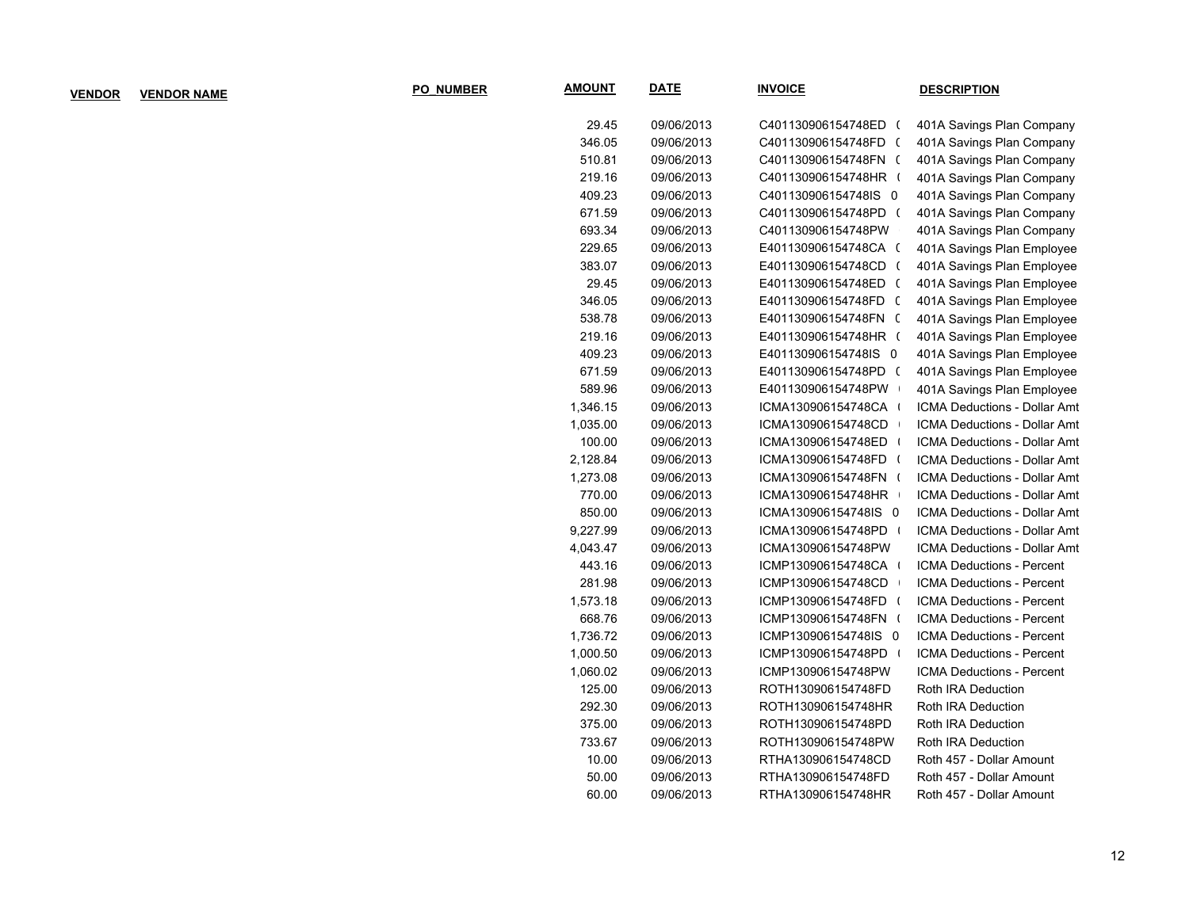| VENDOR | VENDOR NAME | PO_NUMBER | AMOUNT | DATE | INVOICE | DESCRIPTION |
|---|---|---|---|---|---|---|
| | | | 29.45 | 09/06/2013 | C401130906154748ED ( | 401A Savings Plan Company |
| | | | 346.05 | 09/06/2013 | C401130906154748FD ( | 401A Savings Plan Company |
| | | | 510.81 | 09/06/2013 | C401130906154748FN ( | 401A Savings Plan Company |
| | | | 219.16 | 09/06/2013 | C401130906154748HR ( | 401A Savings Plan Company |
| | | | 409.23 | 09/06/2013 | C401130906154748IS 0 | 401A Savings Plan Company |
| | | | 671.59 | 09/06/2013 | C401130906154748PD ( | 401A Savings Plan Company |
| | | | 693.34 | 09/06/2013 | C401130906154748PW | 401A Savings Plan Company |
| | | | 229.65 | 09/06/2013 | E401130906154748CA ( | 401A Savings Plan Employee |
| | | | 383.07 | 09/06/2013 | E401130906154748CD ( | 401A Savings Plan Employee |
| | | | 29.45 | 09/06/2013 | E401130906154748ED ( | 401A Savings Plan Employee |
| | | | 346.05 | 09/06/2013 | E401130906154748FD ( | 401A Savings Plan Employee |
| | | | 538.78 | 09/06/2013 | E401130906154748FN ( | 401A Savings Plan Employee |
| | | | 219.16 | 09/06/2013 | E401130906154748HR ( | 401A Savings Plan Employee |
| | | | 409.23 | 09/06/2013 | E401130906154748IS 0 | 401A Savings Plan Employee |
| | | | 671.59 | 09/06/2013 | E401130906154748PD ( | 401A Savings Plan Employee |
| | | | 589.96 | 09/06/2013 | E401130906154748PW | 401A Savings Plan Employee |
| | | | 1,346.15 | 09/06/2013 | ICMA130906154748CA ( | ICMA Deductions - Dollar Amt |
| | | | 1,035.00 | 09/06/2013 | ICMA130906154748CD | ICMA Deductions - Dollar Amt |
| | | | 100.00 | 09/06/2013 | ICMA130906154748ED ( | ICMA Deductions - Dollar Amt |
| | | | 2,128.84 | 09/06/2013 | ICMA130906154748FD ( | ICMA Deductions - Dollar Amt |
| | | | 1,273.08 | 09/06/2013 | ICMA130906154748FN ( | ICMA Deductions - Dollar Amt |
| | | | 770.00 | 09/06/2013 | ICMA130906154748HR | ICMA Deductions - Dollar Amt |
| | | | 850.00 | 09/06/2013 | ICMA130906154748IS 0 | ICMA Deductions - Dollar Amt |
| | | | 9,227.99 | 09/06/2013 | ICMA130906154748PD ( | ICMA Deductions - Dollar Amt |
| | | | 4,043.47 | 09/06/2013 | ICMA130906154748PW | ICMA Deductions - Dollar Amt |
| | | | 443.16 | 09/06/2013 | ICMP130906154748CA ( | ICMA Deductions - Percent |
| | | | 281.98 | 09/06/2013 | ICMP130906154748CD | ICMA Deductions - Percent |
| | | | 1,573.18 | 09/06/2013 | ICMP130906154748FD ( | ICMA Deductions - Percent |
| | | | 668.76 | 09/06/2013 | ICMP130906154748FN ( | ICMA Deductions - Percent |
| | | | 1,736.72 | 09/06/2013 | ICMP130906154748IS 0 | ICMA Deductions - Percent |
| | | | 1,000.50 | 09/06/2013 | ICMP130906154748PD ( | ICMA Deductions - Percent |
| | | | 1,060.02 | 09/06/2013 | ICMP130906154748PW | ICMA Deductions - Percent |
| | | | 125.00 | 09/06/2013 | ROTH130906154748FD | Roth IRA Deduction |
| | | | 292.30 | 09/06/2013 | ROTH130906154748HR | Roth IRA Deduction |
| | | | 375.00 | 09/06/2013 | ROTH130906154748PD | Roth IRA Deduction |
| | | | 733.67 | 09/06/2013 | ROTH130906154748PW | Roth IRA Deduction |
| | | | 10.00 | 09/06/2013 | RTHA130906154748CD | Roth 457 - Dollar Amount |
| | | | 50.00 | 09/06/2013 | RTHA130906154748FD | Roth 457 - Dollar Amount |
| | | | 60.00 | 09/06/2013 | RTHA130906154748HR | Roth 457 - Dollar Amount |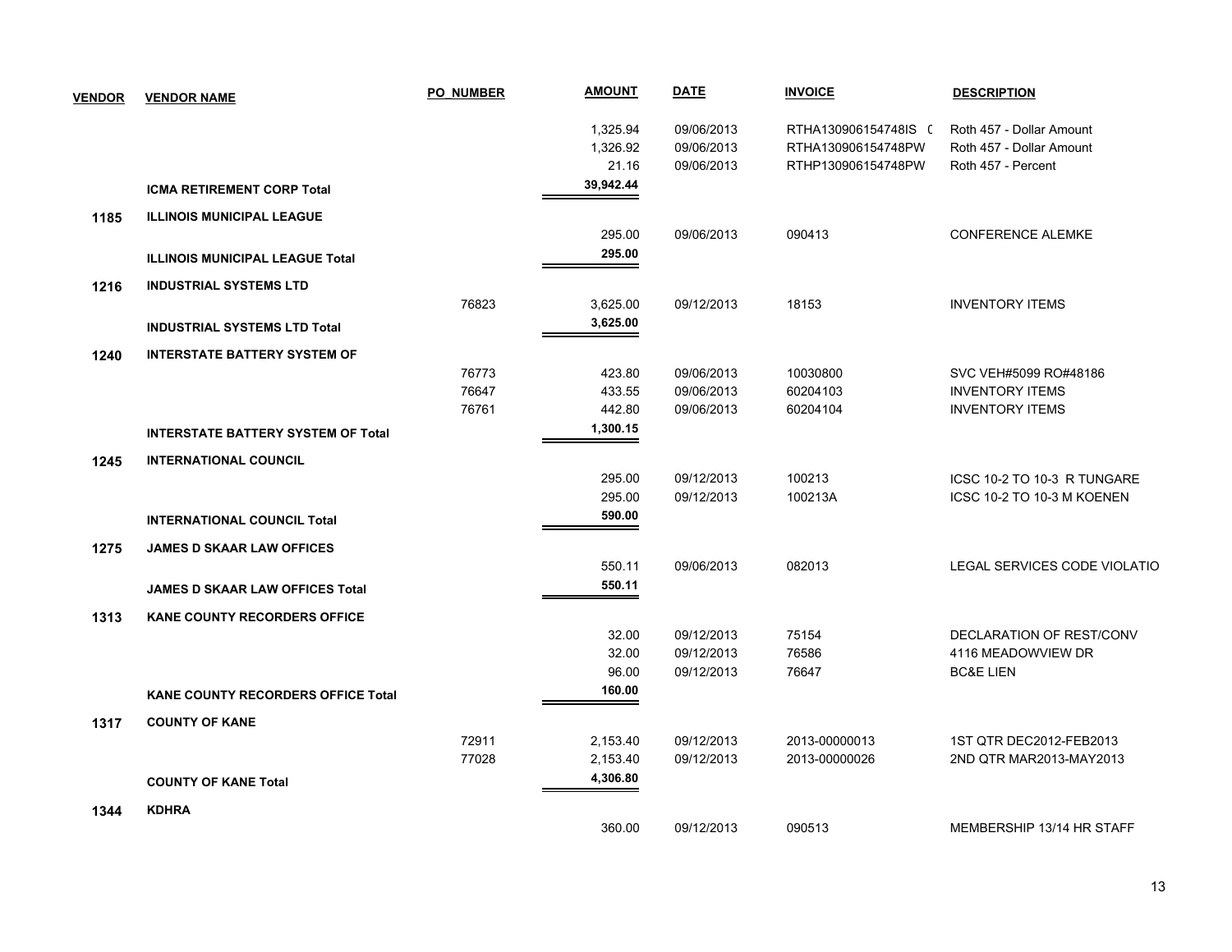| VENDOR | VENDOR NAME | PO_NUMBER | AMOUNT | DATE | INVOICE | DESCRIPTION |
|---|---|---|---|---|---|---|
| | | | 1,325.94 | 09/06/2013 | RTHA130906154748IS ( | Roth 457 - Dollar Amount |
| | | | 1,326.92 | 09/06/2013 | RTHA130906154748PW | Roth 457 - Dollar Amount |
| | | | 21.16 | 09/06/2013 | RTHP130906154748PW | Roth 457 - Percent |
| | **ICMA RETIREMENT CORP Total** | | **39,942.44** | | | |
| **1185** | **ILLINOIS MUNICIPAL LEAGUE** | | | | | |
| | | | 295.00 | 09/06/2013 | 090413 | CONFERENCE ALEMKE |
| | **ILLINOIS MUNICIPAL LEAGUE Total** | | **295.00** | | | |
| **1216** | **INDUSTRIAL SYSTEMS LTD** | | | | | |
| | | 76823 | 3,625.00 | 09/12/2013 | 18153 | INVENTORY ITEMS |
| | **INDUSTRIAL SYSTEMS LTD Total** | | **3,625.00** | | | |
| **1240** | **INTERSTATE BATTERY SYSTEM OF** | | | | | |
| | | 76773 | 423.80 | 09/06/2013 | 10030800 | SVC VEH#5099 RO#48186 |
| | | 76647 | 433.55 | 09/06/2013 | 60204103 | INVENTORY ITEMS |
| | | 76761 | 442.80 | 09/06/2013 | 60204104 | INVENTORY ITEMS |
| | **INTERSTATE BATTERY SYSTEM OF Total** | | **1,300.15** | | | |
| **1245** | **INTERNATIONAL COUNCIL** | | | | | |
| | | | 295.00 | 09/12/2013 | 100213 | ICSC 10-2 TO 10-3 R TUNGARE |
| | | | 295.00 | 09/12/2013 | 100213A | ICSC 10-2 TO 10-3 M KOENEN |
| | **INTERNATIONAL COUNCIL Total** | | **590.00** | | | |
| **1275** | **JAMES D SKAAR LAW OFFICES** | | | | | |
| | | | 550.11 | 09/06/2013 | 082013 | LEGAL SERVICES CODE VIOLATIO |
| | **JAMES D SKAAR LAW OFFICES Total** | | **550.11** | | | |
| **1313** | **KANE COUNTY RECORDERS OFFICE** | | | | | |
| | | | 32.00 | 09/12/2013 | 75154 | DECLARATION OF REST/CONV |
| | | | 32.00 | 09/12/2013 | 76586 | 4116 MEADOWVIEW DR |
| | | | 96.00 | 09/12/2013 | 76647 | BC&E LIEN |
| | **KANE COUNTY RECORDERS OFFICE Total** | | **160.00** | | | |
| **1317** | **COUNTY OF KANE** | | | | | |
| | | 72911 | 2,153.40 | 09/12/2013 | 2013-00000013 | 1ST QTR DEC2012-FEB2013 |
| | | 77028 | 2,153.40 | 09/12/2013 | 2013-00000026 | 2ND QTR MAR2013-MAY2013 |
| | **COUNTY OF KANE Total** | | **4,306.80** | | | |
| **1344** | **KDHRA** | | | | | |
| | | | 360.00 | 09/12/2013 | 090513 | MEMBERSHIP 13/14 HR STAFF |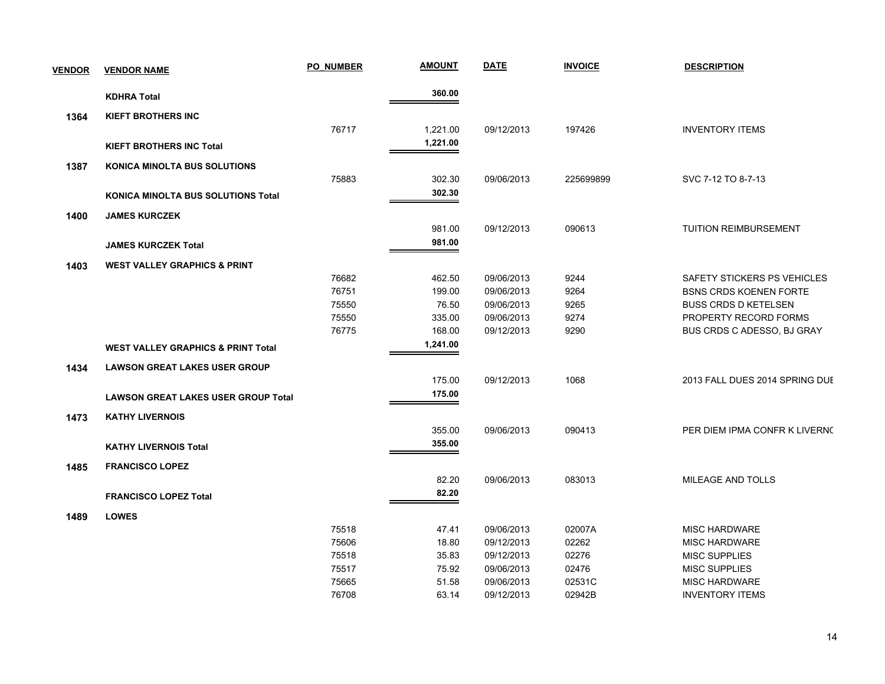| VENDOR | VENDOR NAME | PO_NUMBER | AMOUNT | DATE | INVOICE | DESCRIPTION |
|---|---|---|---|---|---|---|
| | **KDHRA Total** | | **360.00** | | | |
| **1364** | **KIEFT BROTHERS INC** | | | | | |
| | | 76717 | 1,221.00 | 09/12/2013 | 197426 | INVENTORY ITEMS |
| | **KIEFT BROTHERS INC Total** | | **1,221.00** | | | |
| **1387** | **KONICA MINOLTA BUS SOLUTIONS** | | | | | |
| | | 75883 | 302.30 | 09/06/2013 | 225699899 | SVC 7-12 TO 8-7-13 |
| | **KONICA MINOLTA BUS SOLUTIONS Total** | | **302.30** | | | |
| **1400** | **JAMES KURCZEK** | | | | | |
| | | | 981.00 | 09/12/2013 | 090613 | TUITION REIMBURSEMENT |
| | **JAMES KURCZEK Total** | | **981.00** | | | |
| **1403** | **WEST VALLEY GRAPHICS & PRINT** | | | | | |
| | | 76682 | 462.50 | 09/06/2013 | 9244 | SAFETY STICKERS PS VEHICLES |
| | | 76751 | 199.00 | 09/06/2013 | 9264 | BSNS CRDS KOENEN FORTE |
| | | 75550 | 76.50 | 09/06/2013 | 9265 | BUSS CRDS D KETELSEN |
| | | 75550 | 335.00 | 09/06/2013 | 9274 | PROPERTY RECORD FORMS |
| | | 76775 | 168.00 | 09/12/2013 | 9290 | BUS CRDS C ADESSO, BJ GRAY |
| | **WEST VALLEY GRAPHICS & PRINT Total** | | **1,241.00** | | | |
| **1434** | **LAWSON GREAT LAKES USER GROUP** | | | | | |
| | | | 175.00 | 09/12/2013 | 1068 | 2013 FALL DUES 2014 SPRING DUE |
| | **LAWSON GREAT LAKES USER GROUP Total** | | **175.00** | | | |
| **1473** | **KATHY LIVERNOIS** | | | | | |
| | | | 355.00 | 09/06/2013 | 090413 | PER DIEM IPMA CONFR K LIVERNO |
| | **KATHY LIVERNOIS Total** | | **355.00** | | | |
| **1485** | **FRANCISCO LOPEZ** | | | | | |
| | | | 82.20 | 09/06/2013 | 083013 | MILEAGE AND TOLLS |
| | **FRANCISCO LOPEZ Total** | | **82.20** | | | |
| **1489** | **LOWES** | | | | | |
| | | 75518 | 47.41 | 09/06/2013 | 02007A | MISC HARDWARE |
| | | 75606 | 18.80 | 09/12/2013 | 02262 | MISC HARDWARE |
| | | 75518 | 35.83 | 09/12/2013 | 02276 | MISC SUPPLIES |
| | | 75517 | 75.92 | 09/06/2013 | 02476 | MISC SUPPLIES |
| | | 75665 | 51.58 | 09/06/2013 | 02531C | MISC HARDWARE |
| | | 76708 | 63.14 | 09/12/2013 | 02942B | INVENTORY ITEMS |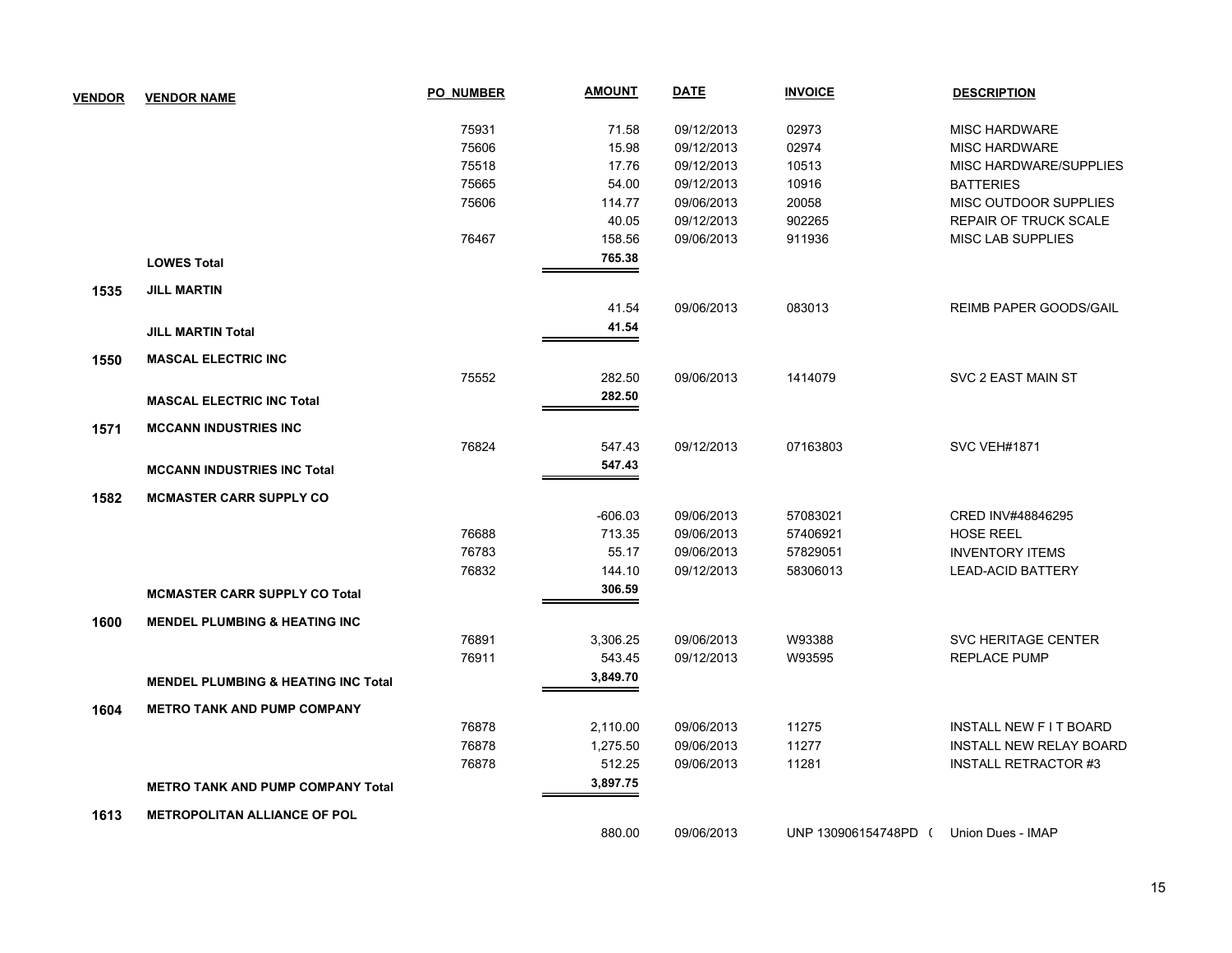| VENDOR | VENDOR NAME | PO_NUMBER | AMOUNT | DATE | INVOICE | DESCRIPTION |
|---|---|---|---|---|---|---|
| | | 75931 | 71.58 | 09/12/2013 | 02973 | MISC HARDWARE |
| | | 75606 | 15.98 | 09/12/2013 | 02974 | MISC HARDWARE |
| | | 75518 | 17.76 | 09/12/2013 | 10513 | MISC HARDWARE/SUPPLIES |
| | | 75665 | 54.00 | 09/12/2013 | 10916 | BATTERIES |
| | | 75606 | 114.77 | 09/06/2013 | 20058 | MISC OUTDOOR SUPPLIES |
| | | | 40.05 | 09/12/2013 | 902265 | REPAIR OF TRUCK SCALE |
| | | 76467 | 158.56 | 09/06/2013 | 911936 | MISC LAB SUPPLIES |
| | **LOWES Total** | | **765.38** | | | |
| **1535** | **JILL MARTIN** | | | | | |
| | | | 41.54 | 09/06/2013 | 083013 | REIMB PAPER GOODS/GAIL |
| | **JILL MARTIN Total** | | **41.54** | | | |
| **1550** | **MASCAL ELECTRIC INC** | | | | | |
| | | 75552 | 282.50 | 09/06/2013 | 1414079 | SVC 2 EAST MAIN ST |
| | **MASCAL ELECTRIC INC Total** | | **282.50** | | | |
| **1571** | **MCCANN INDUSTRIES INC** | | | | | |
| | | 76824 | 547.43 | 09/12/2013 | 07163803 | SVC VEH#1871 |
| | **MCCANN INDUSTRIES INC Total** | | **547.43** | | | |
| **1582** | **MCMASTER CARR SUPPLY CO** | | | | | |
| | | | -606.03 | 09/06/2013 | 57083021 | CRED INV#48846295 |
| | | 76688 | 713.35 | 09/06/2013 | 57406921 | HOSE REEL |
| | | 76783 | 55.17 | 09/06/2013 | 57829051 | INVENTORY ITEMS |
| | | 76832 | 144.10 | 09/12/2013 | 58306013 | LEAD-ACID BATTERY |
| | **MCMASTER CARR SUPPLY CO Total** | | **306.59** | | | |
| **1600** | **MENDEL PLUMBING & HEATING INC** | | | | | |
| | | 76891 | 3,306.25 | 09/06/2013 | W93388 | SVC HERITAGE CENTER |
| | | 76911 | 543.45 | 09/12/2013 | W93595 | REPLACE PUMP |
| | **MENDEL PLUMBING & HEATING INC Total** | | **3,849.70** | | | |
| **1604** | **METRO TANK AND PUMP COMPANY** | | | | | |
| | | 76878 | 2,110.00 | 09/06/2013 | 11275 | INSTALL NEW F I T BOARD |
| | | 76878 | 1,275.50 | 09/06/2013 | 11277 | INSTALL NEW RELAY BOARD |
| | | 76878 | 512.25 | 09/06/2013 | 11281 | INSTALL RETRACTOR #3 |
| | **METRO TANK AND PUMP COMPANY Total** | | **3,897.75** | | | |
| **1613** | **METROPOLITAN ALLIANCE OF POL** | | | | | |
| | | | 880.00 | 09/06/2013 | UNP 130906154748PD ( | Union Dues - IMAP |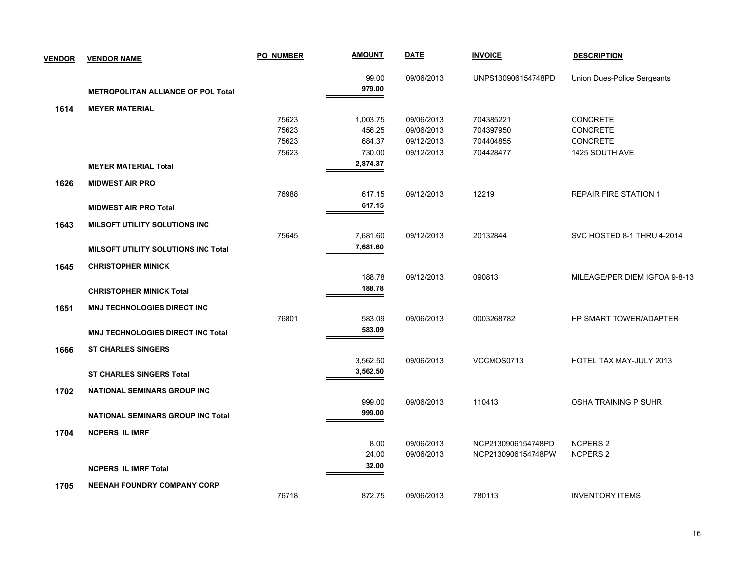| VENDOR | VENDOR NAME | PO_NUMBER | AMOUNT | DATE | INVOICE | DESCRIPTION |
|---|---|---|---|---|---|---|
| | | | 99.00 | 09/06/2013 | UNPS130906154748PD | Union Dues-Police Sergeants |
| | **METROPOLITAN ALLIANCE OF POL Total** | | **979.00** | | | |
| **1614** | **MEYER MATERIAL** | | | | | |
| | | 75623 | 1,003.75 | 09/06/2013 | 704385221 | CONCRETE |
| | | 75623 | 456.25 | 09/06/2013 | 704397950 | CONCRETE |
| | | 75623 | 684.37 | 09/12/2013 | 704404855 | CONCRETE |
| | | 75623 | 730.00 | 09/12/2013 | 704428477 | 1425 SOUTH AVE |
| | **MEYER MATERIAL Total** | | **2,874.37** | | | |
| **1626** | **MIDWEST AIR PRO** | | | | | |
| | | 76988 | 617.15 | 09/12/2013 | 12219 | REPAIR FIRE STATION 1 |
| | **MIDWEST AIR PRO Total** | | **617.15** | | | |
| **1643** | **MILSOFT UTILITY SOLUTIONS INC** | | | | | |
| | | 75645 | 7,681.60 | 09/12/2013 | 20132844 | SVC HOSTED 8-1 THRU 4-2014 |
| | **MILSOFT UTILITY SOLUTIONS INC Total** | | **7,681.60** | | | |
| **1645** | **CHRISTOPHER MINICK** | | | | | |
| | | | 188.78 | 09/12/2013 | 090813 | MILEAGE/PER DIEM IGFOA 9-8-13 |
| | **CHRISTOPHER MINICK Total** | | **188.78** | | | |
| **1651** | **MNJ TECHNOLOGIES DIRECT INC** | | | | | |
| | | 76801 | 583.09 | 09/06/2013 | 0003268782 | HP SMART TOWER/ADAPTER |
| | **MNJ TECHNOLOGIES DIRECT INC Total** | | **583.09** | | | |
| **1666** | **ST CHARLES SINGERS** | | | | | |
| | | | 3,562.50 | 09/06/2013 | VCCMOS0713 | HOTEL TAX MAY-JULY 2013 |
| | **ST CHARLES SINGERS Total** | | **3,562.50** | | | |
| **1702** | **NATIONAL SEMINARS GROUP INC** | | | | | |
| | | | 999.00 | 09/06/2013 | 110413 | OSHA TRAINING P SUHR |
| | **NATIONAL SEMINARS GROUP INC Total** | | **999.00** | | | |
| **1704** | **NCPERS IL IMRF** | | | | | |
| | | | 8.00 | 09/06/2013 | NCP2130906154748PD | NCPERS 2 |
| | | | 24.00 | 09/06/2013 | NCP2130906154748PW | NCPERS 2 |
| | **NCPERS IL IMRF Total** | | **32.00** | | | |
| **1705** | **NEENAH FOUNDRY COMPANY CORP** | | | | | |
| | | 76718 | 872.75 | 09/06/2013 | 780113 | INVENTORY ITEMS |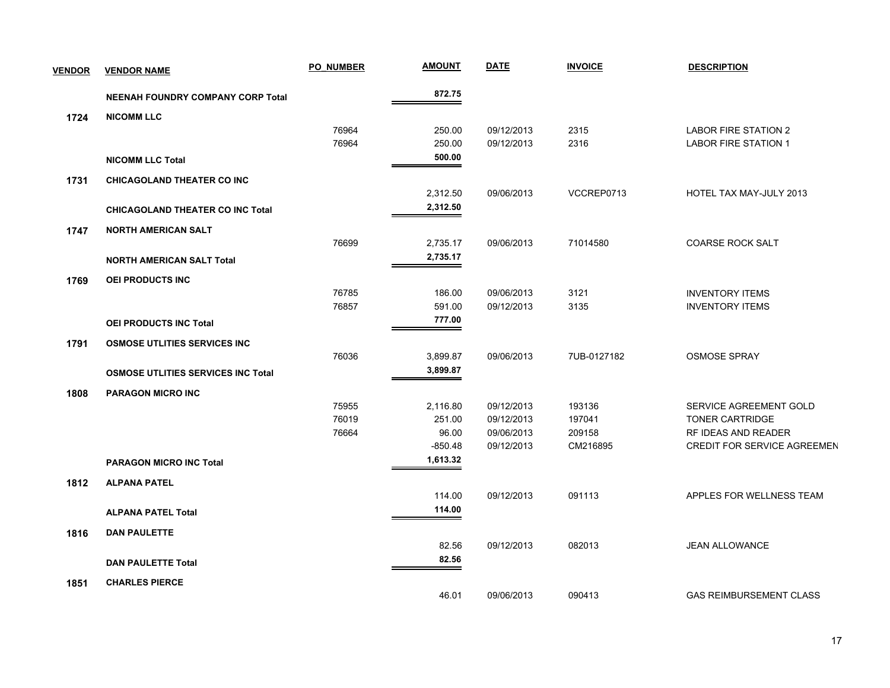| VENDOR | VENDOR NAME | PO_NUMBER | AMOUNT | DATE | INVOICE | DESCRIPTION |
|---|---|---|---|---|---|---|
| | **NEENAH FOUNDRY COMPANY CORP Total** | | **872.75** | | | |
| **1724** | **NICOMM LLC** | | | | | |
| | | 76964 | 250.00 | 09/12/2013 | 2315 | LABOR FIRE STATION 2 |
| | | 76964 | 250.00 | 09/12/2013 | 2316 | LABOR FIRE STATION 1 |
| | **NICOMM LLC Total** | | **500.00** | | | |
| **1731** | **CHICAGOLAND THEATER CO INC** | | | | | |
| | | | 2,312.50 | 09/06/2013 | VCCREP0713 | HOTEL TAX MAY-JULY 2013 |
| | **CHICAGOLAND THEATER CO INC Total** | | **2,312.50** | | | |
| **1747** | **NORTH AMERICAN SALT** | | | | | |
| | | 76699 | 2,735.17 | 09/06/2013 | 71014580 | COARSE ROCK SALT |
| | **NORTH AMERICAN SALT Total** | | **2,735.17** | | | |
| **1769** | **OEI PRODUCTS INC** | | | | | |
| | | 76785 | 186.00 | 09/06/2013 | 3121 | INVENTORY ITEMS |
| | | 76857 | 591.00 | 09/12/2013 | 3135 | INVENTORY ITEMS |
| | **OEI PRODUCTS INC Total** | | **777.00** | | | |
| **1791** | **OSMOSE UTLITIES SERVICES INC** | | | | | |
| | | 76036 | 3,899.87 | 09/06/2013 | 7UB-0127182 | OSMOSE SPRAY |
| | **OSMOSE UTLITIES SERVICES INC Total** | | **3,899.87** | | | |
| **1808** | **PARAGON MICRO INC** | | | | | |
| | | 75955 | 2,116.80 | 09/12/2013 | 193136 | SERVICE AGREEMENT GOLD |
| | | 76019 | 251.00 | 09/12/2013 | 197041 | TONER CARTRIDGE |
| | | 76664 | 96.00 | 09/06/2013 | 209158 | RF IDEAS AND READER |
| | | | -850.48 | 09/12/2013 | CM216895 | CREDIT FOR SERVICE AGREEMEN |
| | **PARAGON MICRO INC Total** | | **1,613.32** | | | |
| **1812** | **ALPANA PATEL** | | | | | |
| | | | 114.00 | 09/12/2013 | 091113 | APPLES FOR WELLNESS TEAM |
| | **ALPANA PATEL Total** | | **114.00** | | | |
| **1816** | **DAN PAULETTE** | | | | | |
| | | | 82.56 | 09/12/2013 | 082013 | JEAN ALLOWANCE |
| | **DAN PAULETTE Total** | | **82.56** | | | |
| **1851** | **CHARLES PIERCE** | | | | | |
| | | | 46.01 | 09/06/2013 | 090413 | GAS REIMBURSEMENT CLASS |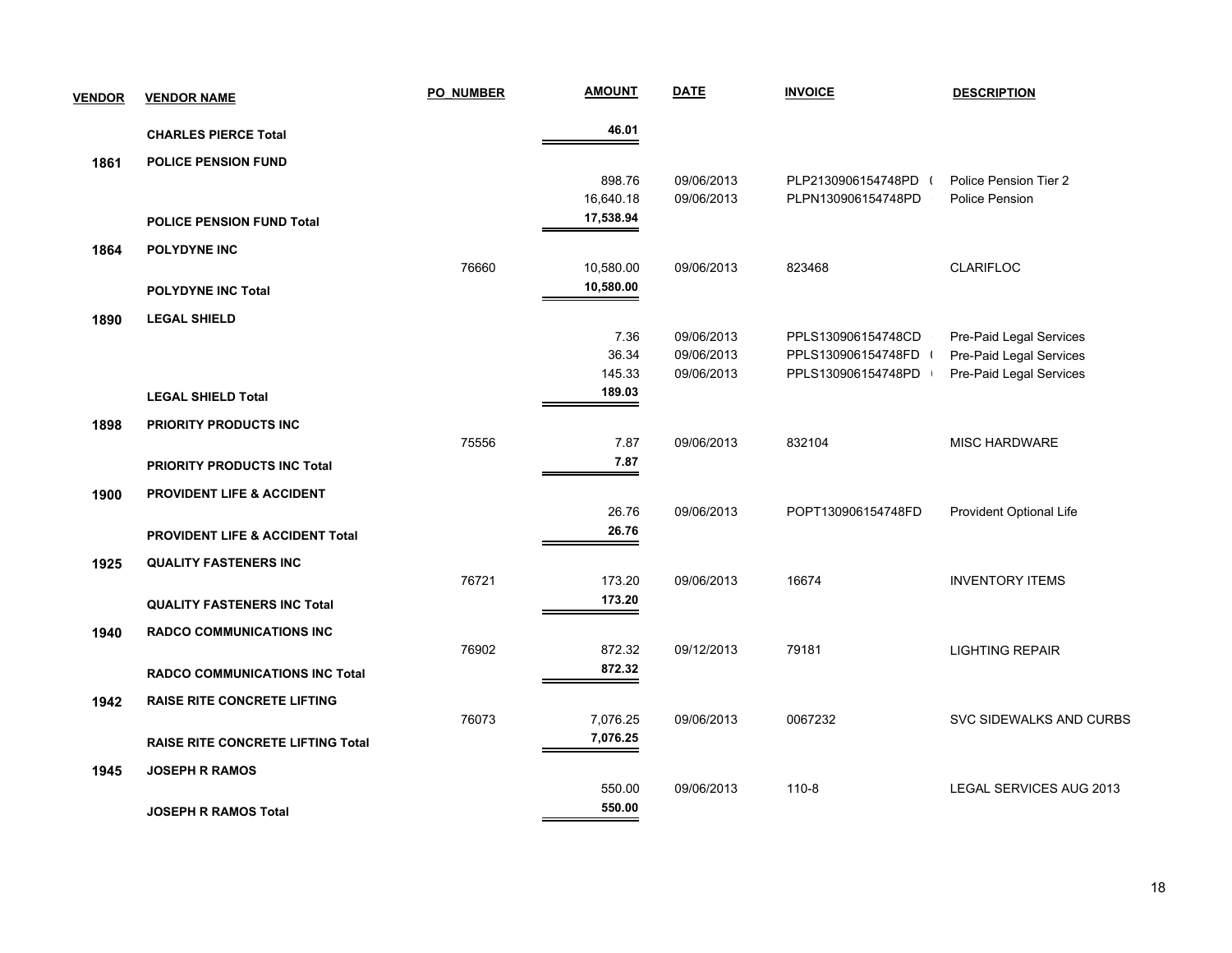| VENDOR | VENDOR NAME | PO_NUMBER | AMOUNT | DATE | INVOICE | DESCRIPTION |
|---|---|---|---|---|---|---|
| | **CHARLES PIERCE Total** | | **46.01** | | | |
| **1861** | **POLICE PENSION FUND** | | | | | |
| | | | 898.76 | 09/06/2013 | PLP2130906154748PD ( | Police Pension Tier 2 |
| | | | 16,640.18 | 09/06/2013 | PLPN130906154748PD | Police Pension |
| | **POLICE PENSION FUND Total** | | **17,538.94** | | | |
| **1864** | **POLYDYNE INC** | | | | | |
| | | 76660 | 10,580.00 | 09/06/2013 | 823468 | CLARIFLOC |
| | **POLYDYNE INC Total** | | **10,580.00** | | | |
| **1890** | **LEGAL SHIELD** | | | | | |
| | | | 7.36 | 09/06/2013 | PPLS130906154748CD | Pre-Paid Legal Services |
| | | | 36.34 | 09/06/2013 | PPLS130906154748FD ( | Pre-Paid Legal Services |
| | | | 145.33 | 09/06/2013 | PPLS130906154748PD ( | Pre-Paid Legal Services |
| | **LEGAL SHIELD Total** | | **189.03** | | | |
| **1898** | **PRIORITY PRODUCTS INC** | | | | | |
| | | 75556 | 7.87 | 09/06/2013 | 832104 | MISC HARDWARE |
| | **PRIORITY PRODUCTS INC Total** | | **7.87** | | | |
| **1900** | **PROVIDENT LIFE & ACCIDENT** | | | | | |
| | | | 26.76 | 09/06/2013 | POPT130906154748FD | Provident Optional Life |
| | **PROVIDENT LIFE & ACCIDENT Total** | | **26.76** | | | |
| **1925** | **QUALITY FASTENERS INC** | | | | | |
| | | 76721 | 173.20 | 09/06/2013 | 16674 | INVENTORY ITEMS |
| | **QUALITY FASTENERS INC Total** | | **173.20** | | | |
| **1940** | **RADCO COMMUNICATIONS INC** | | | | | |
| | | 76902 | 872.32 | 09/12/2013 | 79181 | LIGHTING REPAIR |
| | **RADCO COMMUNICATIONS INC Total** | | **872.32** | | | |
| **1942** | **RAISE RITE CONCRETE LIFTING** | | | | | |
| | | 76073 | 7,076.25 | 09/06/2013 | 0067232 | SVC SIDEWALKS AND CURBS |
| | **RAISE RITE CONCRETE LIFTING Total** | | **7,076.25** | | | |
| **1945** | **JOSEPH R RAMOS** | | | | | |
| | | | 550.00 | 09/06/2013 | 110-8 | LEGAL SERVICES AUG 2013 |
| | **JOSEPH R RAMOS Total** | | **550.00** | | | |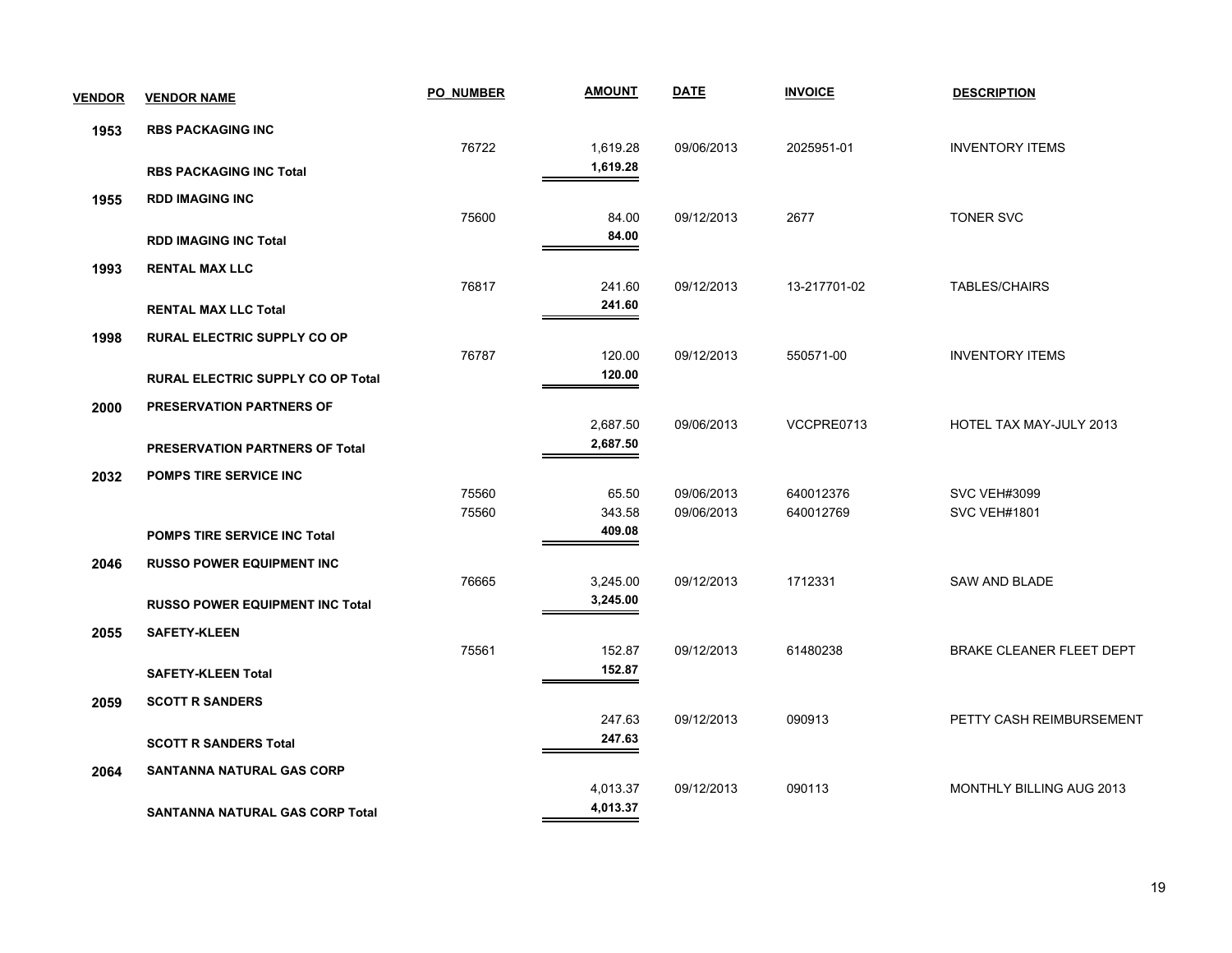| VENDOR | VENDOR NAME | PO_NUMBER | AMOUNT | DATE | INVOICE | DESCRIPTION |
|---|---|---|---|---|---|---|
| 1953 | **RBS PACKAGING INC** | | | | | |
| | | 76722 | 1,619.28 | 09/06/2013 | 2025951-01 | INVENTORY ITEMS |
| | **RBS PACKAGING INC Total** | | **1,619.28** | | | |
| 1955 | **RDD IMAGING INC** | | | | | |
| | | 75600 | 84.00 | 09/12/2013 | 2677 | TONER SVC |
| | **RDD IMAGING INC Total** | | **84.00** | | | |
| 1993 | **RENTAL MAX LLC** | | | | | |
| | | 76817 | 241.60 | 09/12/2013 | 13-217701-02 | TABLES/CHAIRS |
| | **RENTAL MAX LLC Total** | | **241.60** | | | |
| 1998 | **RURAL ELECTRIC SUPPLY CO OP** | | | | | |
| | | 76787 | 120.00 | 09/12/2013 | 550571-00 | INVENTORY ITEMS |
| | **RURAL ELECTRIC SUPPLY CO OP Total** | | **120.00** | | | |
| 2000 | **PRESERVATION PARTNERS OF** | | | | | |
| | | | 2,687.50 | 09/06/2013 | VCCPRE0713 | HOTEL TAX MAY-JULY 2013 |
| | **PRESERVATION PARTNERS OF Total** | | **2,687.50** | | | |
| 2032 | **POMPS TIRE SERVICE INC** | | | | | |
| | | 75560 | 65.50 | 09/06/2013 | 640012376 | SVC VEH#3099 |
| | | 75560 | 343.58 | 09/06/2013 | 640012769 | SVC VEH#1801 |
| | **POMPS TIRE SERVICE INC Total** | | **409.08** | | | |
| 2046 | **RUSSO POWER EQUIPMENT INC** | | | | | |
| | | 76665 | 3,245.00 | 09/12/2013 | 1712331 | SAW AND BLADE |
| | **RUSSO POWER EQUIPMENT INC Total** | | **3,245.00** | | | |
| 2055 | **SAFETY-KLEEN** | | | | | |
| | | 75561 | 152.87 | 09/12/2013 | 61480238 | BRAKE CLEANER FLEET DEPT |
| | **SAFETY-KLEEN Total** | | **152.87** | | | |
| 2059 | **SCOTT R SANDERS** | | | | | |
| | | | 247.63 | 09/12/2013 | 090913 | PETTY CASH REIMBURSEMENT |
| | **SCOTT R SANDERS Total** | | **247.63** | | | |
| 2064 | **SANTANNA NATURAL GAS CORP** | | | | | |
| | | | 4,013.37 | 09/12/2013 | 090113 | MONTHLY BILLING AUG 2013 |
| | **SANTANNA NATURAL GAS CORP Total** | | **4,013.37** | | | |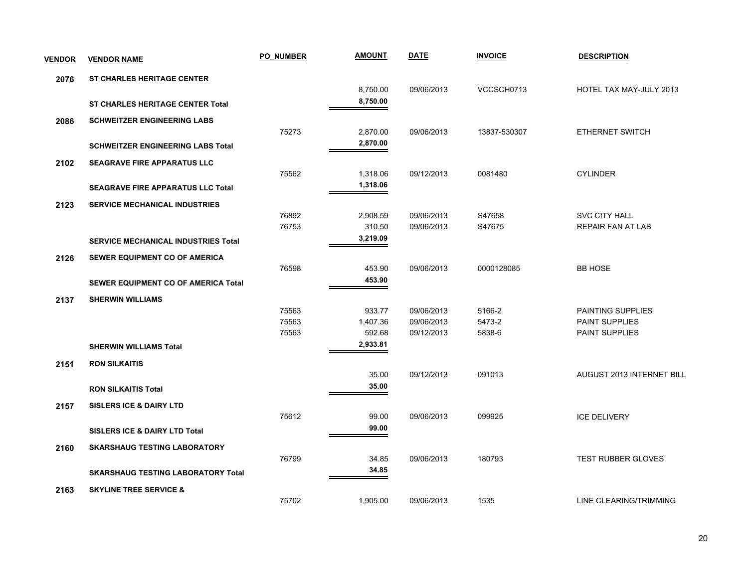| VENDOR | VENDOR NAME | PO_NUMBER | AMOUNT | DATE | INVOICE | DESCRIPTION |
|---|---|---|---|---|---|---|
| **2076** | **ST CHARLES HERITAGE CENTER** | | | | | |
| | | | 8,750.00 | 09/06/2013 | VCCSCH0713 | HOTEL TAX MAY-JULY 2013 |
| | **ST CHARLES HERITAGE CENTER Total** | | **8,750.00** | | | |
| **2086** | **SCHWEITZER ENGINEERING LABS** | | | | | |
| | | 75273 | 2,870.00 | 09/06/2013 | 13837-530307 | ETHERNET SWITCH |
| | **SCHWEITZER ENGINEERING LABS Total** | | **2,870.00** | | | |
| **2102** | **SEAGRAVE FIRE APPARATUS LLC** | | | | | |
| | | 75562 | 1,318.06 | 09/12/2013 | 0081480 | CYLINDER |
| | **SEAGRAVE FIRE APPARATUS LLC Total** | | **1,318.06** | | | |
| **2123** | **SERVICE MECHANICAL INDUSTRIES** | | | | | |
| | | 76892 | 2,908.59 | 09/06/2013 | S47658 | SVC CITY HALL |
| | | 76753 | 310.50 | 09/06/2013 | S47675 | REPAIR FAN AT LAB |
| | **SERVICE MECHANICAL INDUSTRIES Total** | | **3,219.09** | | | |
| **2126** | **SEWER EQUIPMENT CO OF AMERICA** | | | | | |
| | | 76598 | 453.90 | 09/06/2013 | 0000128085 | BB HOSE |
| | **SEWER EQUIPMENT CO OF AMERICA Total** | | **453.90** | | | |
| **2137** | **SHERWIN WILLIAMS** | | | | | |
| | | 75563 | 933.77 | 09/06/2013 | 5166-2 | PAINTING SUPPLIES |
| | | 75563 | 1,407.36 | 09/06/2013 | 5473-2 | PAINT SUPPLIES |
| | | 75563 | 592.68 | 09/12/2013 | 5838-6 | PAINT SUPPLIES |
| | **SHERWIN WILLIAMS Total** | | **2,933.81** | | | |
| **2151** | **RON SILKAITIS** | | | | | |
| | | | 35.00 | 09/12/2013 | 091013 | AUGUST 2013 INTERNET BILL |
| | **RON SILKAITIS Total** | | **35.00** | | | |
| **2157** | **SISLERS ICE & DAIRY LTD** | | | | | |
| | | 75612 | 99.00 | 09/06/2013 | 099925 | ICE DELIVERY |
| | **SISLERS ICE & DAIRY LTD Total** | | **99.00** | | | |
| **2160** | **SKARSHAUG TESTING LABORATORY** | | | | | |
| | | 76799 | 34.85 | 09/06/2013 | 180793 | TEST RUBBER GLOVES |
| | **SKARSHAUG TESTING LABORATORY Total** | | **34.85** | | | |
| **2163** | **SKYLINE TREE SERVICE &** | | | | | |
| | | 75702 | 1,905.00 | 09/06/2013 | 1535 | LINE CLEARING/TRIMMING |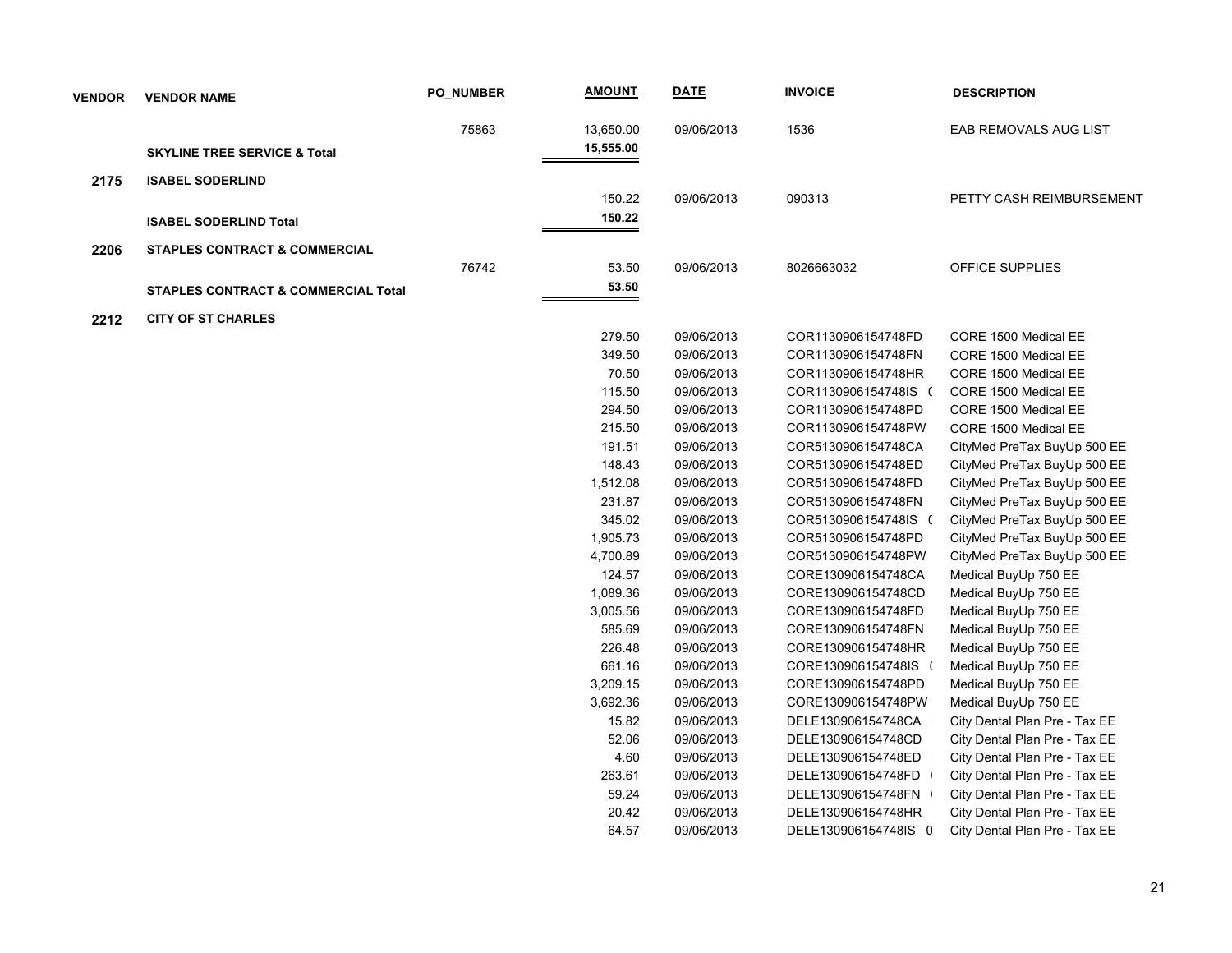| VENDOR | VENDOR NAME | PO_NUMBER | AMOUNT | DATE | INVOICE | DESCRIPTION |
| --- | --- | --- | --- | --- | --- | --- |
| | | 75863 | 13,650.00 | 09/06/2013 | 1536 | EAB REMOVALS AUG LIST |
| | **SKYLINE TREE SERVICE & Total** | | **15,555.00** | | | |
| **2175** | **ISABEL SODERLIND** | | | | | |
| | | | 150.22 | 09/06/2013 | 090313 | PETTY CASH REIMBURSEMENT |
| | **ISABEL SODERLIND Total** | | **150.22** | | | |
| **2206** | **STAPLES CONTRACT & COMMERCIAL** | | | | | |
| | | 76742 | 53.50 | 09/06/2013 | 8026663032 | OFFICE SUPPLIES |
| | **STAPLES CONTRACT & COMMERCIAL Total** | | **53.50** | | | |
| **2212** | **CITY OF ST CHARLES** | | | | | |
| | | | 279.50 | 09/06/2013 | COR1130906154748FD | CORE 1500 Medical EE |
| | | | 349.50 | 09/06/2013 | COR1130906154748FN | CORE 1500 Medical EE |
| | | | 70.50 | 09/06/2013 | COR1130906154748HR | CORE 1500 Medical EE |
| | | | 115.50 | 09/06/2013 | COR1130906154748IS ( | CORE 1500 Medical EE |
| | | | 294.50 | 09/06/2013 | COR1130906154748PD | CORE 1500 Medical EE |
| | | | 215.50 | 09/06/2013 | COR1130906154748PW | CORE 1500 Medical EE |
| | | | 191.51 | 09/06/2013 | COR5130906154748CA | CityMed PreTax BuyUp 500 EE |
| | | | 148.43 | 09/06/2013 | COR5130906154748ED | CityMed PreTax BuyUp 500 EE |
| | | | 1,512.08 | 09/06/2013 | COR5130906154748FD | CityMed PreTax BuyUp 500 EE |
| | | | 231.87 | 09/06/2013 | COR5130906154748FN | CityMed PreTax BuyUp 500 EE |
| | | | 345.02 | 09/06/2013 | COR5130906154748IS ( | CityMed PreTax BuyUp 500 EE |
| | | | 1,905.73 | 09/06/2013 | COR5130906154748PD | CityMed PreTax BuyUp 500 EE |
| | | | 4,700.89 | 09/06/2013 | COR5130906154748PW | CityMed PreTax BuyUp 500 EE |
| | | | 124.57 | 09/06/2013 | CORE130906154748CA | Medical BuyUp 750 EE |
| | | | 1,089.36 | 09/06/2013 | CORE130906154748CD | Medical BuyUp 750 EE |
| | | | 3,005.56 | 09/06/2013 | CORE130906154748FD | Medical BuyUp 750 EE |
| | | | 585.69 | 09/06/2013 | CORE130906154748FN | Medical BuyUp 750 EE |
| | | | 226.48 | 09/06/2013 | CORE130906154748HR | Medical BuyUp 750 EE |
| | | | 661.16 | 09/06/2013 | CORE130906154748IS ( | Medical BuyUp 750 EE |
| | | | 3,209.15 | 09/06/2013 | CORE130906154748PD | Medical BuyUp 750 EE |
| | | | 3,692.36 | 09/06/2013 | CORE130906154748PW | Medical BuyUp 750 EE |
| | | | 15.82 | 09/06/2013 | DELE130906154748CA | City Dental Plan Pre - Tax EE |
| | | | 52.06 | 09/06/2013 | DELE130906154748CD | City Dental Plan Pre - Tax EE |
| | | | 4.60 | 09/06/2013 | DELE130906154748ED | City Dental Plan Pre - Tax EE |
| | | | 263.61 | 09/06/2013 | DELE130906154748FD | City Dental Plan Pre - Tax EE |
| | | | 59.24 | 09/06/2013 | DELE130906154748FN | City Dental Plan Pre - Tax EE |
| | | | 20.42 | 09/06/2013 | DELE130906154748HR | City Dental Plan Pre - Tax EE |
| | | | 64.57 | 09/06/2013 | DELE130906154748IS 0 | City Dental Plan Pre - Tax EE |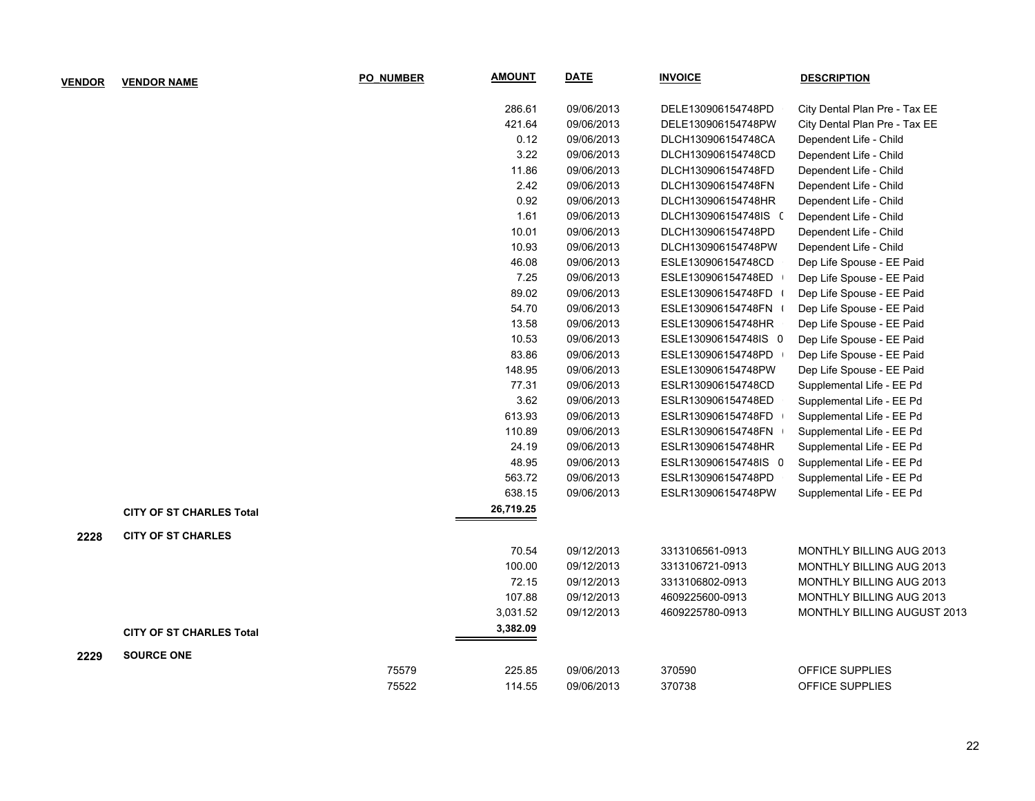| VENDOR | VENDOR NAME | PO_NUMBER | AMOUNT | DATE | INVOICE | DESCRIPTION |
|---|---|---|---|---|---|---|
| | | | 286.61 | 09/06/2013 | DELE130906154748PD | City Dental Plan Pre - Tax EE |
| | | | 421.64 | 09/06/2013 | DELE130906154748PW | City Dental Plan Pre - Tax EE |
| | | | 0.12 | 09/06/2013 | DLCH130906154748CA | Dependent Life - Child |
| | | | 3.22 | 09/06/2013 | DLCH130906154748CD | Dependent Life - Child |
| | | | 11.86 | 09/06/2013 | DLCH130906154748FD | Dependent Life - Child |
| | | | 2.42 | 09/06/2013 | DLCH130906154748FN | Dependent Life - Child |
| | | | 0.92 | 09/06/2013 | DLCH130906154748HR | Dependent Life - Child |
| | | | 1.61 | 09/06/2013 | DLCH130906154748IS | Dependent Life - Child |
| | | | 10.01 | 09/06/2013 | DLCH130906154748PD | Dependent Life - Child |
| | | | 10.93 | 09/06/2013 | DLCH130906154748PW | Dependent Life - Child |
| | | | 46.08 | 09/06/2013 | ESLE130906154748CD | Dep Life Spouse - EE Paid |
| | | | 7.25 | 09/06/2013 | ESLE130906154748ED | Dep Life Spouse - EE Paid |
| | | | 89.02 | 09/06/2013 | ESLE130906154748FD | Dep Life Spouse - EE Paid |
| | | | 54.70 | 09/06/2013 | ESLE130906154748FN | Dep Life Spouse - EE Paid |
| | | | 13.58 | 09/06/2013 | ESLE130906154748HR | Dep Life Spouse - EE Paid |
| | | | 10.53 | 09/06/2013 | ESLE130906154748IS | Dep Life Spouse - EE Paid |
| | | | 83.86 | 09/06/2013 | ESLE130906154748PD | Dep Life Spouse - EE Paid |
| | | | 148.95 | 09/06/2013 | ESLE130906154748PW | Dep Life Spouse - EE Paid |
| | | | 77.31 | 09/06/2013 | ESLR130906154748CD | Supplemental Life - EE Pd |
| | | | 3.62 | 09/06/2013 | ESLR130906154748ED | Supplemental Life - EE Pd |
| | | | 613.93 | 09/06/2013 | ESLR130906154748FD | Supplemental Life - EE Pd |
| | | | 110.89 | 09/06/2013 | ESLR130906154748FN | Supplemental Life - EE Pd |
| | | | 24.19 | 09/06/2013 | ESLR130906154748HR | Supplemental Life - EE Pd |
| | | | 48.95 | 09/06/2013 | ESLR130906154748IS | Supplemental Life - EE Pd |
| | | | 563.72 | 09/06/2013 | ESLR130906154748PD | Supplemental Life - EE Pd |
| | | | 638.15 | 09/06/2013 | ESLR130906154748PW | Supplemental Life - EE Pd |
| | **CITY OF ST CHARLES Total** | | **26,719.25** | | | |
| **2228** | **CITY OF ST CHARLES** | | | | | |
| | | | 70.54 | 09/12/2013 | 3313106561-0913 | MONTHLY BILLING AUG 2013 |
| | | | 100.00 | 09/12/2013 | 3313106721-0913 | MONTHLY BILLING AUG 2013 |
| | | | 72.15 | 09/12/2013 | 3313106802-0913 | MONTHLY BILLING AUG 2013 |
| | | | 107.88 | 09/12/2013 | 4609225600-0913 | MONTHLY BILLING AUG 2013 |
| | | | 3,031.52 | 09/12/2013 | 4609225780-0913 | MONTHLY BILLING AUGUST 2013 |
| | **CITY OF ST CHARLES Total** | | **3,382.09** | | | |
| **2229** | **SOURCE ONE** | | | | | |
| | | 75579 | 225.85 | 09/06/2013 | 370590 | OFFICE SUPPLIES |
| | | 75522 | 114.55 | 09/06/2013 | 370738 | OFFICE SUPPLIES |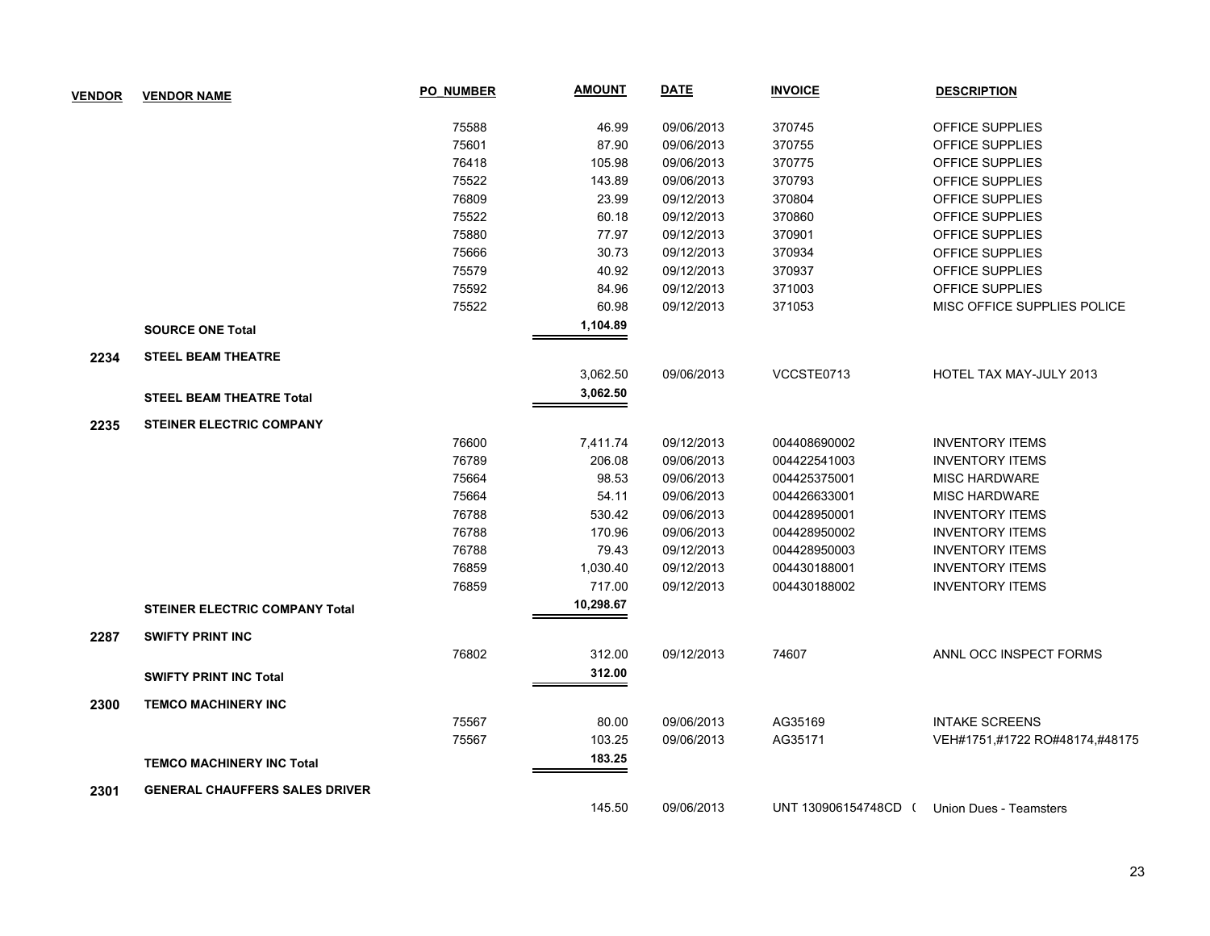| VENDOR | VENDOR NAME | PO_NUMBER | AMOUNT | DATE | INVOICE | DESCRIPTION |
|---|---|---|---|---|---|---|
| | | 75588 | 46.99 | 09/06/2013 | 370745 | OFFICE SUPPLIES |
| | | 75601 | 87.90 | 09/06/2013 | 370755 | OFFICE SUPPLIES |
| | | 76418 | 105.98 | 09/06/2013 | 370775 | OFFICE SUPPLIES |
| | | 75522 | 143.89 | 09/06/2013 | 370793 | OFFICE SUPPLIES |
| | | 76809 | 23.99 | 09/12/2013 | 370804 | OFFICE SUPPLIES |
| | | 75522 | 60.18 | 09/12/2013 | 370860 | OFFICE SUPPLIES |
| | | 75880 | 77.97 | 09/12/2013 | 370901 | OFFICE SUPPLIES |
| | | 75666 | 30.73 | 09/12/2013 | 370934 | OFFICE SUPPLIES |
| | | 75579 | 40.92 | 09/12/2013 | 370937 | OFFICE SUPPLIES |
| | | 75592 | 84.96 | 09/12/2013 | 371003 | OFFICE SUPPLIES |
| | | 75522 | 60.98 | 09/12/2013 | 371053 | MISC OFFICE SUPPLIES POLICE |
| | **SOURCE ONE Total** | | **1,104.89** | | | |
| **2234** | **STEEL BEAM THEATRE** | | | | | |
| | | | 3,062.50 | 09/06/2013 | VCCSTE0713 | HOTEL TAX MAY-JULY 2013 |
| | **STEEL BEAM THEATRE Total** | | **3,062.50** | | | |
| **2235** | **STEINER ELECTRIC COMPANY** | | | | | |
| | | 76600 | 7,411.74 | 09/12/2013 | 004408690002 | INVENTORY ITEMS |
| | | 76789 | 206.08 | 09/06/2013 | 004422541003 | INVENTORY ITEMS |
| | | 75664 | 98.53 | 09/06/2013 | 004425375001 | MISC HARDWARE |
| | | 75664 | 54.11 | 09/06/2013 | 004426633001 | MISC HARDWARE |
| | | 76788 | 530.42 | 09/06/2013 | 004428950001 | INVENTORY ITEMS |
| | | 76788 | 170.96 | 09/06/2013 | 004428950002 | INVENTORY ITEMS |
| | | 76788 | 79.43 | 09/12/2013 | 004428950003 | INVENTORY ITEMS |
| | | 76859 | 1,030.40 | 09/12/2013 | 004430188001 | INVENTORY ITEMS |
| | | 76859 | 717.00 | 09/12/2013 | 004430188002 | INVENTORY ITEMS |
| | **STEINER ELECTRIC COMPANY Total** | | **10,298.67** | | | |
| **2287** | **SWIFTY PRINT INC** | | | | | |
| | | 76802 | 312.00 | 09/12/2013 | 74607 | ANNL OCC INSPECT FORMS |
| | **SWIFTY PRINT INC Total** | | **312.00** | | | |
| **2300** | **TEMCO MACHINERY INC** | | | | | |
| | | 75567 | 80.00 | 09/06/2013 | AG35169 | INTAKE SCREENS |
| | | 75567 | 103.25 | 09/06/2013 | AG35171 | VEH#1751,#1722 RO#48174,#48175 |
| | **TEMCO MACHINERY INC Total** | | **183.25** | | | |
| **2301** | **GENERAL CHAUFFERS SALES DRIVER** | | | | | |
| | | | 145.50 | 09/06/2013 | UNT 130906154748CD ( | Union Dues - Teamsters |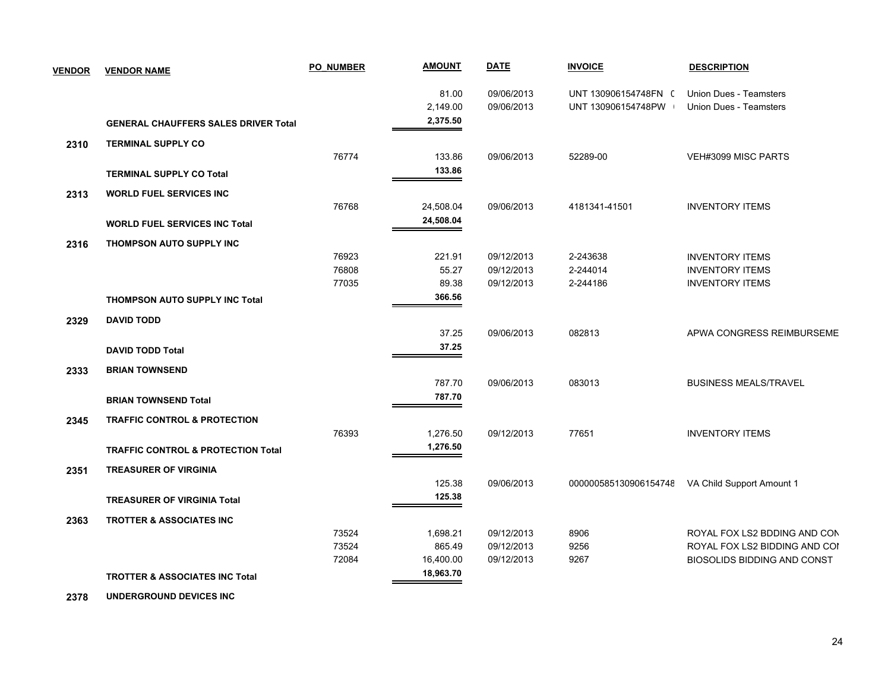| VENDOR | VENDOR NAME | PO_NUMBER | AMOUNT | DATE | INVOICE | DESCRIPTION |
|---|---|---|---|---|---|---|
| | | | 81.00 | 09/06/2013 | UNT 130906154748FN ( | Union Dues - Teamsters |
| | | | 2,149.00 | 09/06/2013 | UNT 130906154748PW | Union Dues - Teamsters |
| | **GENERAL CHAUFFERS SALES DRIVER Total** | | **2,375.50** | | | |
| **2310** | **TERMINAL SUPPLY CO** | | | | | |
| | | 76774 | 133.86 | 09/06/2013 | 52289-00 | VEH#3099 MISC PARTS |
| | **TERMINAL SUPPLY CO Total** | | **133.86** | | | |
| **2313** | **WORLD FUEL SERVICES INC** | | | | | |
| | | 76768 | 24,508.04 | 09/06/2013 | 4181341-41501 | INVENTORY ITEMS |
| | **WORLD FUEL SERVICES INC Total** | | **24,508.04** | | | |
| **2316** | **THOMPSON AUTO SUPPLY INC** | | | | | |
| | | 76923 | 221.91 | 09/12/2013 | 2-243638 | INVENTORY ITEMS |
| | | 76808 | 55.27 | 09/12/2013 | 2-244014 | INVENTORY ITEMS |
| | | 77035 | 89.38 | 09/12/2013 | 2-244186 | INVENTORY ITEMS |
| | **THOMPSON AUTO SUPPLY INC Total** | | **366.56** | | | |
| **2329** | **DAVID TODD** | | | | | |
| | | | 37.25 | 09/06/2013 | 082813 | APWA CONGRESS REIMBURSEME |
| | **DAVID TODD Total** | | **37.25** | | | |
| **2333** | **BRIAN TOWNSEND** | | | | | |
| | | | 787.70 | 09/06/2013 | 083013 | BUSINESS MEALS/TRAVEL |
| | **BRIAN TOWNSEND Total** | | **787.70** | | | |
| **2345** | **TRAFFIC CONTROL & PROTECTION** | | | | | |
| | | 76393 | 1,276.50 | 09/12/2013 | 77651 | INVENTORY ITEMS |
| | **TRAFFIC CONTROL & PROTECTION Total** | | **1,276.50** | | | |
| **2351** | **TREASURER OF VIRGINIA** | | | | | |
| | | | 125.38 | 09/06/2013 | 000000585130906154748 | VA Child Support Amount 1 |
| | **TREASURER OF VIRGINIA Total** | | **125.38** | | | |
| **2363** | **TROTTER & ASSOCIATES INC** | | | | | |
| | | 73524 | 1,698.21 | 09/12/2013 | 8906 | ROYAL FOX LS2 BDDING AND CON |
| | | 73524 | 865.49 | 09/12/2013 | 9256 | ROYAL FOX LS2 BIDDING AND COI |
| | | 72084 | 16,400.00 | 09/12/2013 | 9267 | BIOSOLIDS BIDDING AND CONST |
| | **TROTTER & ASSOCIATES INC Total** | | **18,963.70** | | | |
| **2378** | **UNDERGROUND DEVICES INC** | | | | | |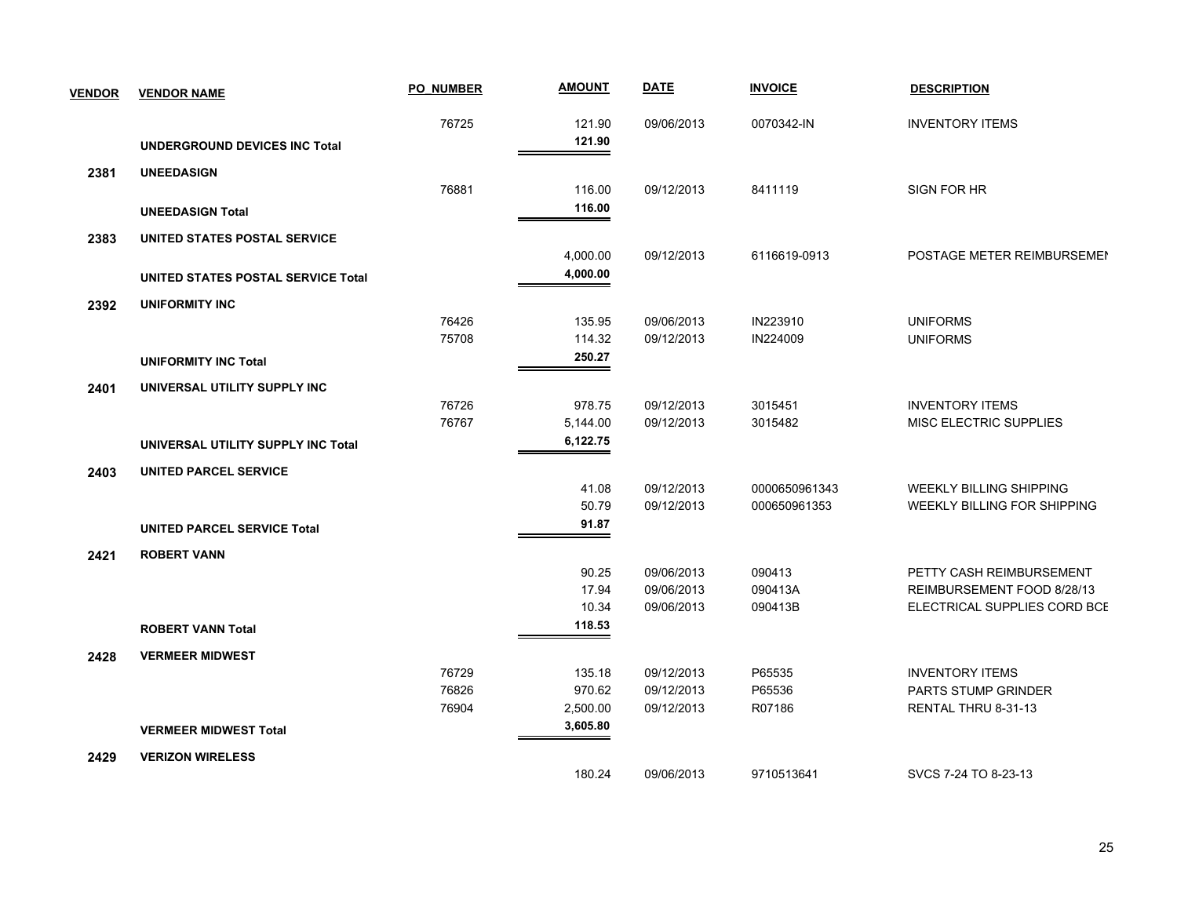| VENDOR | VENDOR NAME | PO_NUMBER | AMOUNT | DATE | INVOICE | DESCRIPTION |
|---|---|---|---|---|---|---|
| | | 76725 | 121.90 | 09/06/2013 | 0070342-IN | INVENTORY ITEMS |
| | **UNDERGROUND DEVICES INC Total** | | **121.90** | | | |
| **2381** | **UNEEDASIGN** | | | | | |
| | | 76881 | 116.00 | 09/12/2013 | 8411119 | SIGN FOR HR |
| | **UNEEDASIGN Total** | | **116.00** | | | |
| **2383** | **UNITED STATES POSTAL SERVICE** | | | | | |
| | | | 4,000.00 | 09/12/2013 | 6116619-0913 | POSTAGE METER REIMBURSEMEI |
| | **UNITED STATES POSTAL SERVICE Total** | | **4,000.00** | | | |
| **2392** | **UNIFORMITY INC** | | | | | |
| | | 76426 | 135.95 | 09/06/2013 | IN223910 | UNIFORMS |
| | | 75708 | 114.32 | 09/12/2013 | IN224009 | UNIFORMS |
| | **UNIFORMITY INC Total** | | **250.27** | | | |
| **2401** | **UNIVERSAL UTILITY SUPPLY INC** | | | | | |
| | | 76726 | 978.75 | 09/12/2013 | 3015451 | INVENTORY ITEMS |
| | | 76767 | 5,144.00 | 09/12/2013 | 3015482 | MISC ELECTRIC SUPPLIES |
| | **UNIVERSAL UTILITY SUPPLY INC Total** | | **6,122.75** | | | |
| **2403** | **UNITED PARCEL SERVICE** | | | | | |
| | | | 41.08 | 09/12/2013 | 0000650961343 | WEEKLY BILLING SHIPPING |
| | | | 50.79 | 09/12/2013 | 000650961353 | WEEKLY BILLING FOR SHIPPING |
| | **UNITED PARCEL SERVICE Total** | | **91.87** | | | |
| **2421** | **ROBERT VANN** | | | | | |
| | | | 90.25 | 09/06/2013 | 090413 | PETTY CASH REIMBURSEMENT |
| | | | 17.94 | 09/06/2013 | 090413A | REIMBURSEMENT FOOD 8/28/13 |
| | | | 10.34 | 09/06/2013 | 090413B | ELECTRICAL SUPPLIES CORD BCE |
| | **ROBERT VANN Total** | | **118.53** | | | |
| **2428** | **VERMEER MIDWEST** | | | | | |
| | | 76729 | 135.18 | 09/12/2013 | P65535 | INVENTORY ITEMS |
| | | 76826 | 970.62 | 09/12/2013 | P65536 | PARTS STUMP GRINDER |
| | | 76904 | 2,500.00 | 09/12/2013 | R07186 | RENTAL THRU 8-31-13 |
| | **VERMEER MIDWEST Total** | | **3,605.80** | | | |
| **2429** | **VERIZON WIRELESS** | | | | | |
| | | | 180.24 | 09/06/2013 | 9710513641 | SVCS 7-24 TO 8-23-13 |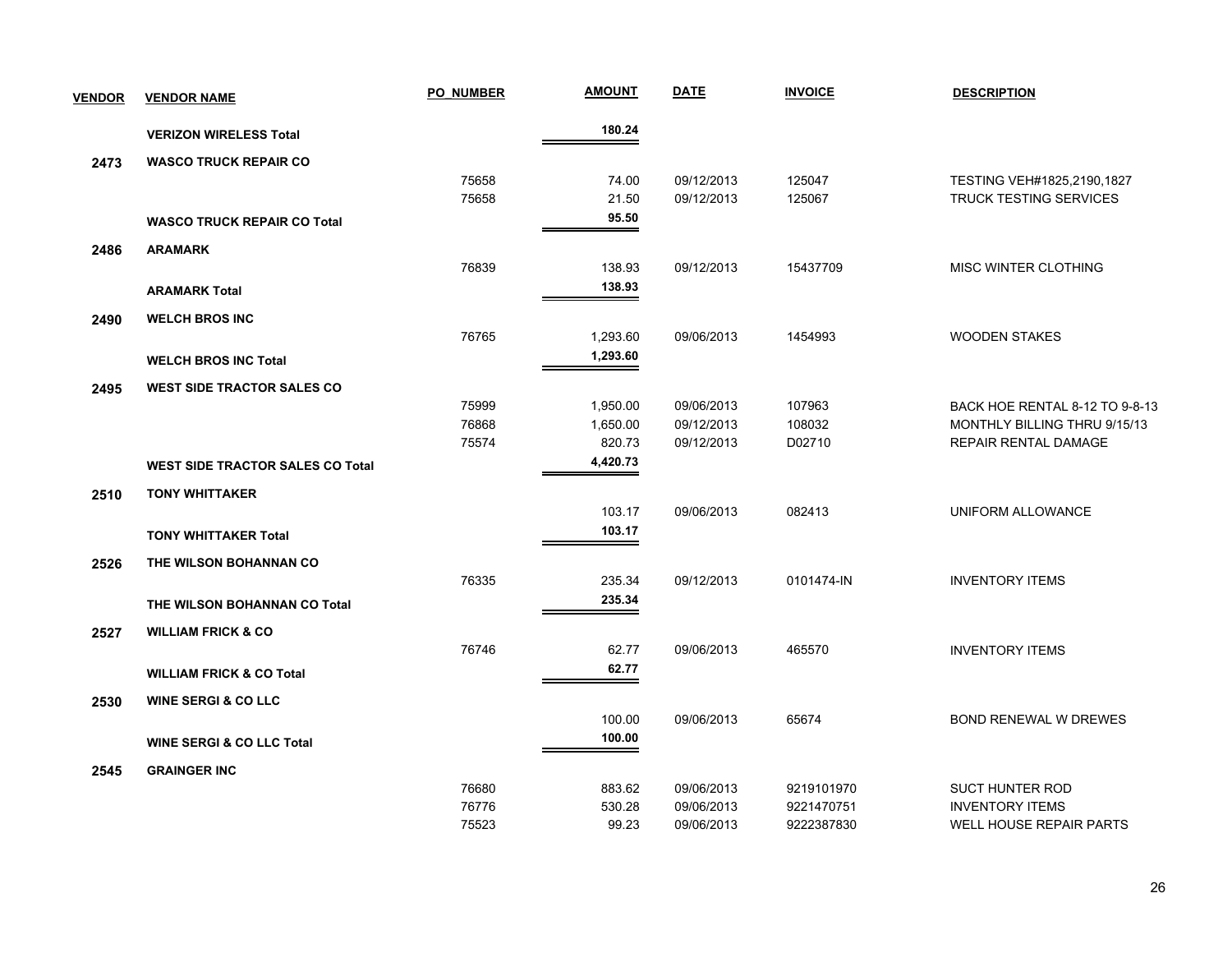| VENDOR | VENDOR NAME | PO_NUMBER | AMOUNT | DATE | INVOICE | DESCRIPTION |
|---|---|---|---|---|---|---|
| | **VERIZON WIRELESS Total** | | **180.24** | | | |
| **2473** | **WASCO TRUCK REPAIR CO** | | | | | |
| | | 75658 | 74.00 | 09/12/2013 | 125047 | TESTING VEH#1825,2190,1827 |
| | | 75658 | 21.50 | 09/12/2013 | 125067 | TRUCK TESTING SERVICES |
| | **WASCO TRUCK REPAIR CO Total** | | **95.50** | | | |
| **2486** | **ARAMARK** | | | | | |
| | | 76839 | 138.93 | 09/12/2013 | 15437709 | MISC WINTER CLOTHING |
| | **ARAMARK Total** | | **138.93** | | | |
| **2490** | **WELCH BROS INC** | | | | | |
| | | 76765 | 1,293.60 | 09/06/2013 | 1454993 | WOODEN STAKES |
| | **WELCH BROS INC Total** | | **1,293.60** | | | |
| **2495** | **WEST SIDE TRACTOR SALES CO** | | | | | |
| | | 75999 | 1,950.00 | 09/06/2013 | 107963 | BACK HOE RENTAL 8-12 TO 9-8-13 |
| | | 76868 | 1,650.00 | 09/12/2013 | 108032 | MONTHLY BILLING THRU 9/15/13 |
| | | 75574 | 820.73 | 09/12/2013 | D02710 | REPAIR RENTAL DAMAGE |
| | **WEST SIDE TRACTOR SALES CO Total** | | **4,420.73** | | | |
| **2510** | **TONY WHITTAKER** | | | | | |
| | | | 103.17 | 09/06/2013 | 082413 | UNIFORM ALLOWANCE |
| | **TONY WHITTAKER Total** | | **103.17** | | | |
| **2526** | **THE WILSON BOHANNAN CO** | | | | | |
| | | 76335 | 235.34 | 09/12/2013 | 0101474-IN | INVENTORY ITEMS |
| | **THE WILSON BOHANNAN CO Total** | | **235.34** | | | |
| **2527** | **WILLIAM FRICK & CO** | | | | | |
| | | 76746 | 62.77 | 09/06/2013 | 465570 | INVENTORY ITEMS |
| | **WILLIAM FRICK & CO Total** | | **62.77** | | | |
| **2530** | **WINE SERGI & CO LLC** | | | | | |
| | | | 100.00 | 09/06/2013 | 65674 | BOND RENEWAL W DREWES |
| | **WINE SERGI & CO LLC Total** | | **100.00** | | | |
| **2545** | **GRAINGER INC** | | | | | |
| | | 76680 | 883.62 | 09/06/2013 | 9219101970 | SUCT HUNTER ROD |
| | | 76776 | 530.28 | 09/06/2013 | 9221470751 | INVENTORY ITEMS |
| | | 75523 | 99.23 | 09/06/2013 | 9222387830 | WELL HOUSE REPAIR PARTS |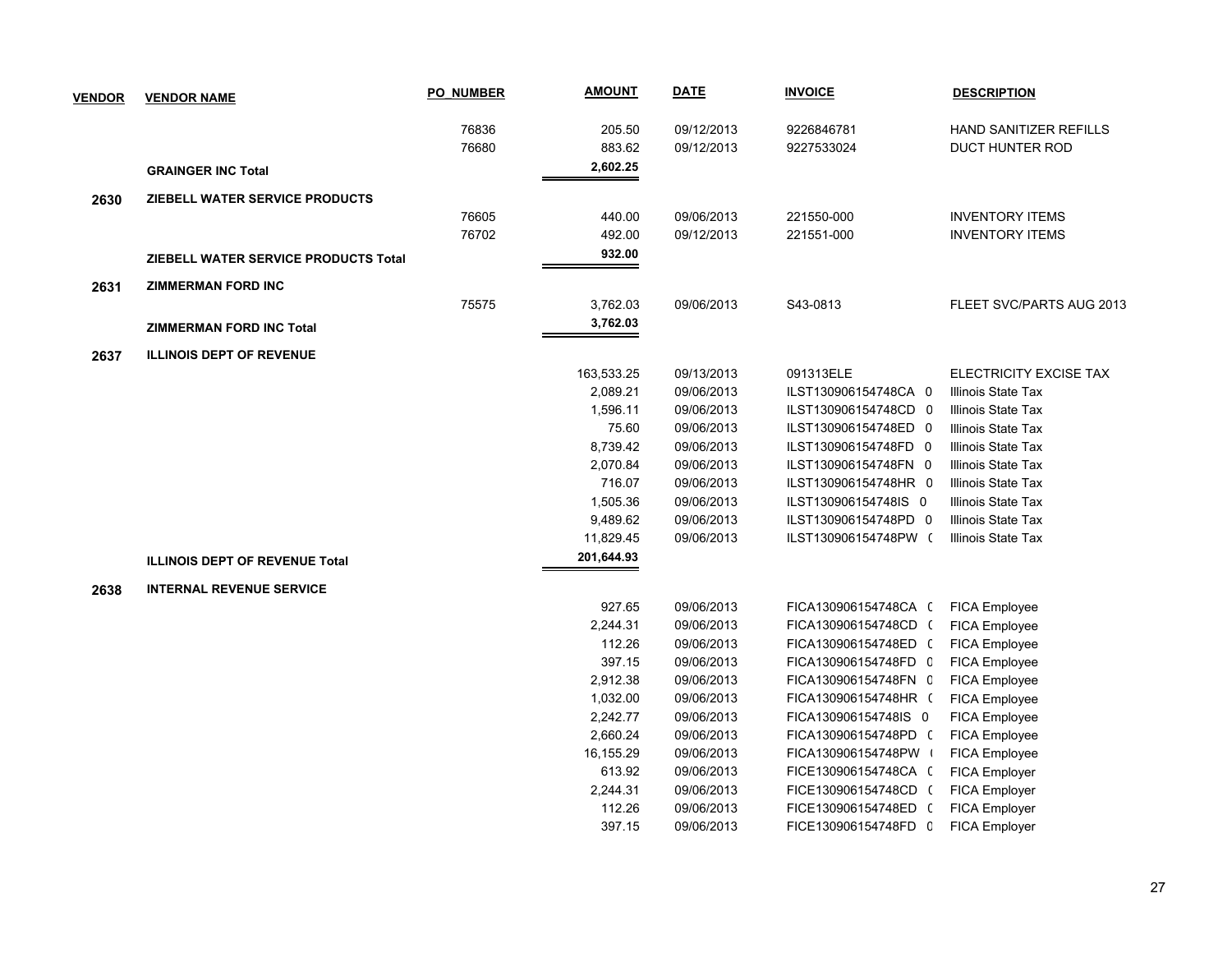| VENDOR | VENDOR NAME | PO_NUMBER | AMOUNT | DATE | INVOICE | DESCRIPTION |
|---|---|---|---|---|---|---|
| | | 76836 | 205.50 | 09/12/2013 | 9226846781 | HAND SANITIZER REFILLS |
| | | 76680 | 883.62 | 09/12/2013 | 9227533024 | DUCT HUNTER ROD |
| | **GRAINGER INC Total** | | **2,602.25** | | | |
| **2630** | **ZIEBELL WATER SERVICE PRODUCTS** | | | | | |
| | | 76605 | 440.00 | 09/06/2013 | 221550-000 | INVENTORY ITEMS |
| | | 76702 | 492.00 | 09/12/2013 | 221551-000 | INVENTORY ITEMS |
| | **ZIEBELL WATER SERVICE PRODUCTS Total** | | **932.00** | | | |
| **2631** | **ZIMMERMAN FORD INC** | | | | | |
| | | 75575 | 3,762.03 | 09/06/2013 | S43-0813 | FLEET SVC/PARTS AUG 2013 |
| | **ZIMMERMAN FORD INC Total** | | **3,762.03** | | | |
| **2637** | **ILLINOIS DEPT OF REVENUE** | | | | | |
| | | | 163,533.25 | 09/13/2013 | 091313ELE | ELECTRICITY EXCISE TAX |
| | | | 2,089.21 | 09/06/2013 | ILST130906154748CA 0 | Illinois State Tax |
| | | | 1,596.11 | 09/06/2013 | ILST130906154748CD 0 | Illinois State Tax |
| | | | 75.60 | 09/06/2013 | ILST130906154748ED 0 | Illinois State Tax |
| | | | 8,739.42 | 09/06/2013 | ILST130906154748FD 0 | Illinois State Tax |
| | | | 2,070.84 | 09/06/2013 | ILST130906154748FN 0 | Illinois State Tax |
| | | | 716.07 | 09/06/2013 | ILST130906154748HR 0 | Illinois State Tax |
| | | | 1,505.36 | 09/06/2013 | ILST130906154748IS 0 | Illinois State Tax |
| | | | 9,489.62 | 09/06/2013 | ILST130906154748PD 0 | Illinois State Tax |
| | | | 11,829.45 | 09/06/2013 | ILST130906154748PW ( | Illinois State Tax |
| | **ILLINOIS DEPT OF REVENUE Total** | | **201,644.93** | | | |
| **2638** | **INTERNAL REVENUE SERVICE** | | | | | |
| | | | 927.65 | 09/06/2013 | FICA130906154748CA ( | FICA Employee |
| | | | 2,244.31 | 09/06/2013 | FICA130906154748CD ( | FICA Employee |
| | | | 112.26 | 09/06/2013 | FICA130906154748ED ( | FICA Employee |
| | | | 397.15 | 09/06/2013 | FICA130906154748FD 0 | FICA Employee |
| | | | 2,912.38 | 09/06/2013 | FICA130906154748FN 0 | FICA Employee |
| | | | 1,032.00 | 09/06/2013 | FICA130906154748HR ( | FICA Employee |
| | | | 2,242.77 | 09/06/2013 | FICA130906154748IS 0 | FICA Employee |
| | | | 2,660.24 | 09/06/2013 | FICA130906154748PD ( | FICA Employee |
| | | | 16,155.29 | 09/06/2013 | FICA130906154748PW ( | FICA Employee |
| | | | 613.92 | 09/06/2013 | FICE130906154748CA ( | FICA Employer |
| | | | 2,244.31 | 09/06/2013 | FICE130906154748CD ( | FICA Employer |
| | | | 112.26 | 09/06/2013 | FICE130906154748ED ( | FICA Employer |
| | | | 397.15 | 09/06/2013 | FICE130906154748FD 0 | FICA Employer |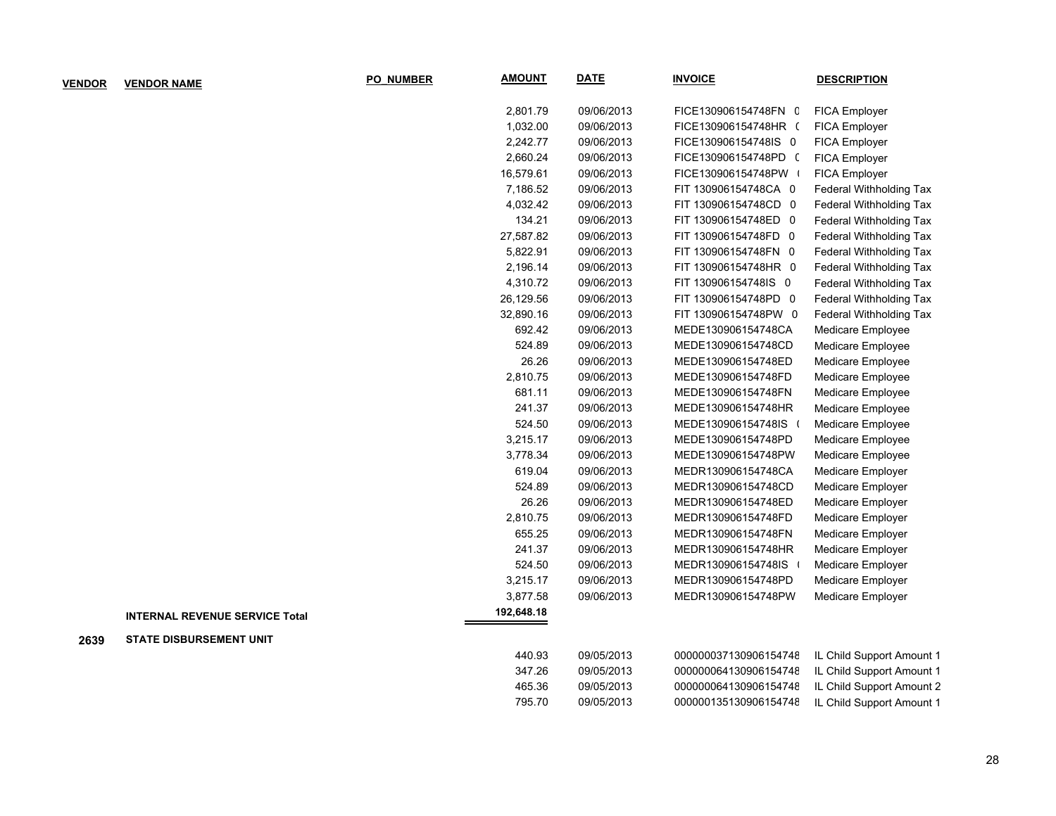| VENDOR | VENDOR NAME | PO_NUMBER | AMOUNT | DATE | INVOICE | DESCRIPTION |
|---|---|---|---|---|---|---|
| | | | 2,801.79 | 09/06/2013 | FICE130906154748FN 0 | FICA Employer |
| | | | 1,032.00 | 09/06/2013 | FICE130906154748HR ( | FICA Employer |
| | | | 2,242.77 | 09/06/2013 | FICE130906154748IS 0 | FICA Employer |
| | | | 2,660.24 | 09/06/2013 | FICE130906154748PD ( | FICA Employer |
| | | | 16,579.61 | 09/06/2013 | FICE130906154748PW ( | FICA Employer |
| | | | 7,186.52 | 09/06/2013 | FIT 130906154748CA 0 | Federal Withholding Tax |
| | | | 4,032.42 | 09/06/2013 | FIT 130906154748CD 0 | Federal Withholding Tax |
| | | | 134.21 | 09/06/2013 | FIT 130906154748ED 0 | Federal Withholding Tax |
| | | | 27,587.82 | 09/06/2013 | FIT 130906154748FD 0 | Federal Withholding Tax |
| | | | 5,822.91 | 09/06/2013 | FIT 130906154748FN 0 | Federal Withholding Tax |
| | | | 2,196.14 | 09/06/2013 | FIT 130906154748HR 0 | Federal Withholding Tax |
| | | | 4,310.72 | 09/06/2013 | FIT 130906154748IS 0 | Federal Withholding Tax |
| | | | 26,129.56 | 09/06/2013 | FIT 130906154748PD 0 | Federal Withholding Tax |
| | | | 32,890.16 | 09/06/2013 | FIT 130906154748PW 0 | Federal Withholding Tax |
| | | | 692.42 | 09/06/2013 | MEDE130906154748CA | Medicare Employee |
| | | | 524.89 | 09/06/2013 | MEDE130906154748CD | Medicare Employee |
| | | | 26.26 | 09/06/2013 | MEDE130906154748ED | Medicare Employee |
| | | | 2,810.75 | 09/06/2013 | MEDE130906154748FD | Medicare Employee |
| | | | 681.11 | 09/06/2013 | MEDE130906154748FN | Medicare Employee |
| | | | 241.37 | 09/06/2013 | MEDE130906154748HR | Medicare Employee |
| | | | 524.50 | 09/06/2013 | MEDE130906154748IS ( | Medicare Employee |
| | | | 3,215.17 | 09/06/2013 | MEDE130906154748PD | Medicare Employee |
| | | | 3,778.34 | 09/06/2013 | MEDE130906154748PW | Medicare Employee |
| | | | 619.04 | 09/06/2013 | MEDR130906154748CA | Medicare Employer |
| | | | 524.89 | 09/06/2013 | MEDR130906154748CD | Medicare Employer |
| | | | 26.26 | 09/06/2013 | MEDR130906154748ED | Medicare Employer |
| | | | 2,810.75 | 09/06/2013 | MEDR130906154748FD | Medicare Employer |
| | | | 655.25 | 09/06/2013 | MEDR130906154748FN | Medicare Employer |
| | | | 241.37 | 09/06/2013 | MEDR130906154748HR | Medicare Employer |
| | | | 524.50 | 09/06/2013 | MEDR130906154748IS ( | Medicare Employer |
| | | | 3,215.17 | 09/06/2013 | MEDR130906154748PD | Medicare Employer |
| | | | 3,877.58 | 09/06/2013 | MEDR130906154748PW | Medicare Employer |
| | **INTERNAL REVENUE SERVICE Total** | | **192,648.18** | | | |
| **2639** | **STATE DISBURSEMENT UNIT** | | | | | |
| | | | 440.93 | 09/05/2013 | 000000037130906154748 | IL Child Support Amount 1 |
| | | | 347.26 | 09/05/2013 | 000000064130906154748 | IL Child Support Amount 1 |
| | | | 465.36 | 09/05/2013 | 000000064130906154748 | IL Child Support Amount 2 |
| | | | 795.70 | 09/05/2013 | 000000135130906154748 | IL Child Support Amount 1 |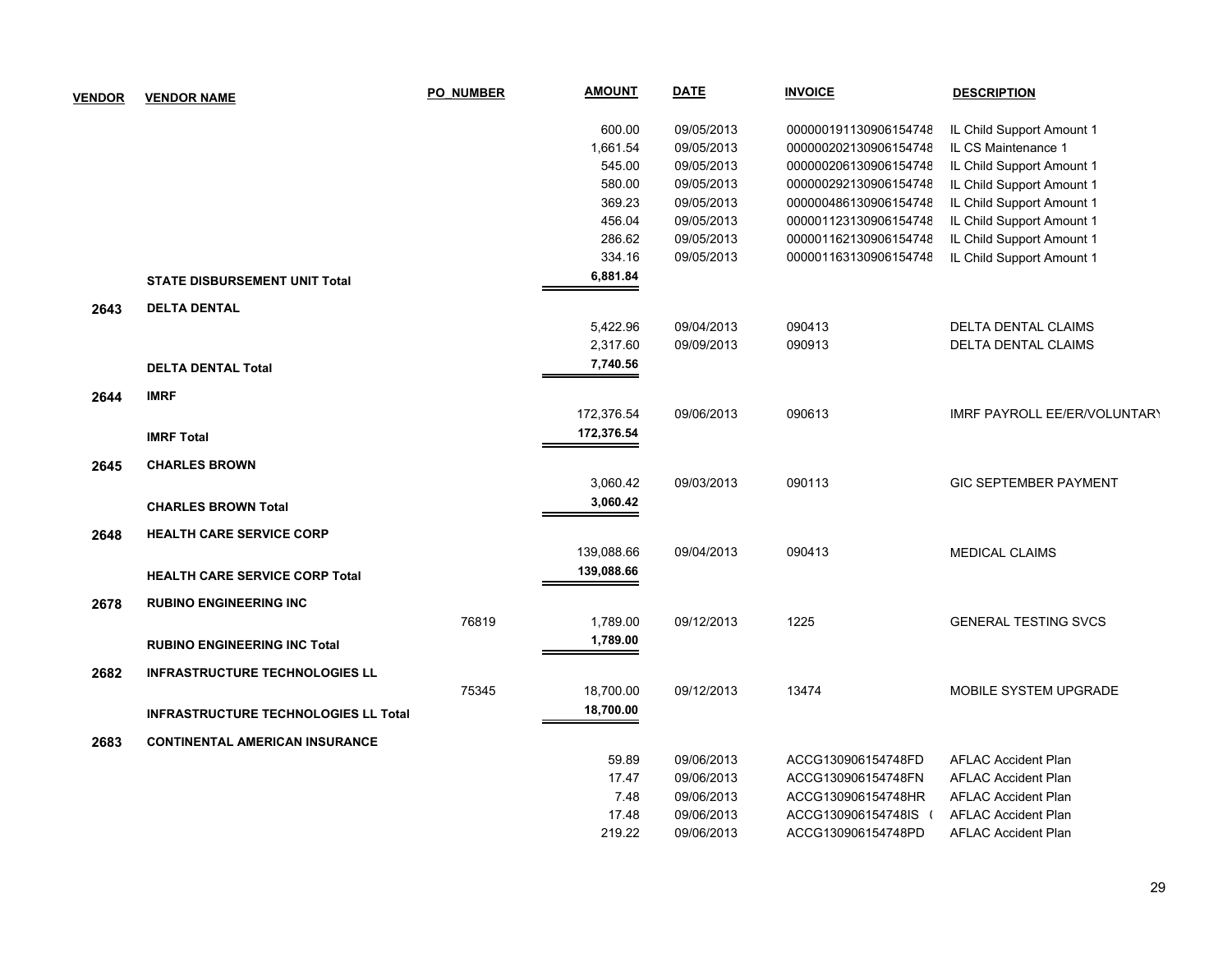| VENDOR | VENDOR NAME | PO_NUMBER | AMOUNT | DATE | INVOICE | DESCRIPTION |
|---|---|---|---|---|---|---|
| | | | 600.00 | 09/05/2013 | 000000191130906154748 | IL Child Support Amount 1 |
| | | | 1,661.54 | 09/05/2013 | 000000202130906154748 | IL CS Maintenance 1 |
| | | | 545.00 | 09/05/2013 | 000000206130906154748 | IL Child Support Amount 1 |
| | | | 580.00 | 09/05/2013 | 000000292130906154748 | IL Child Support Amount 1 |
| | | | 369.23 | 09/05/2013 | 000000486130906154748 | IL Child Support Amount 1 |
| | | | 456.04 | 09/05/2013 | 000001123130906154748 | IL Child Support Amount 1 |
| | | | 286.62 | 09/05/2013 | 000001162130906154748 | IL Child Support Amount 1 |
| | | | 334.16 | 09/05/2013 | 000001163130906154748 | IL Child Support Amount 1 |
| | **STATE DISBURSEMENT UNIT Total** | | **6,881.84** | | | |
| **2643** | **DELTA DENTAL** | | | | | |
| | | | 5,422.96 | 09/04/2013 | 090413 | DELTA DENTAL CLAIMS |
| | | | 2,317.60 | 09/09/2013 | 090913 | DELTA DENTAL CLAIMS |
| | **DELTA DENTAL Total** | | **7,740.56** | | | |
| **2644** | **IMRF** | | | | | |
| | | | 172,376.54 | 09/06/2013 | 090613 | IMRF PAYROLL EE/ER/VOLUNTARY |
| | **IMRF Total** | | **172,376.54** | | | |
| **2645** | **CHARLES BROWN** | | | | | |
| | | | 3,060.42 | 09/03/2013 | 090113 | GIC SEPTEMBER PAYMENT |
| | **CHARLES BROWN Total** | | **3,060.42** | | | |
| **2648** | **HEALTH CARE SERVICE CORP** | | | | | |
| | | | 139,088.66 | 09/04/2013 | 090413 | MEDICAL CLAIMS |
| | **HEALTH CARE SERVICE CORP Total** | | **139,088.66** | | | |
| **2678** | **RUBINO ENGINEERING INC** | | | | | |
| | | 76819 | 1,789.00 | 09/12/2013 | 1225 | GENERAL TESTING SVCS |
| | **RUBINO ENGINEERING INC Total** | | **1,789.00** | | | |
| **2682** | **INFRASTRUCTURE TECHNOLOGIES LL** | | | | | |
| | | 75345 | 18,700.00 | 09/12/2013 | 13474 | MOBILE SYSTEM UPGRADE |
| | **INFRASTRUCTURE TECHNOLOGIES LL Total** | | **18,700.00** | | | |
| **2683** | **CONTINENTAL AMERICAN INSURANCE** | | | | | |
| | | | 59.89 | 09/06/2013 | ACCG130906154748FD | AFLAC Accident Plan |
| | | | 17.47 | 09/06/2013 | ACCG130906154748FN | AFLAC Accident Plan |
| | | | 7.48 | 09/06/2013 | ACCG130906154748HR | AFLAC Accident Plan |
| | | | 17.48 | 09/06/2013 | ACCG130906154748IS ( | AFLAC Accident Plan |
| | | | 219.22 | 09/06/2013 | ACCG130906154748PD | AFLAC Accident Plan |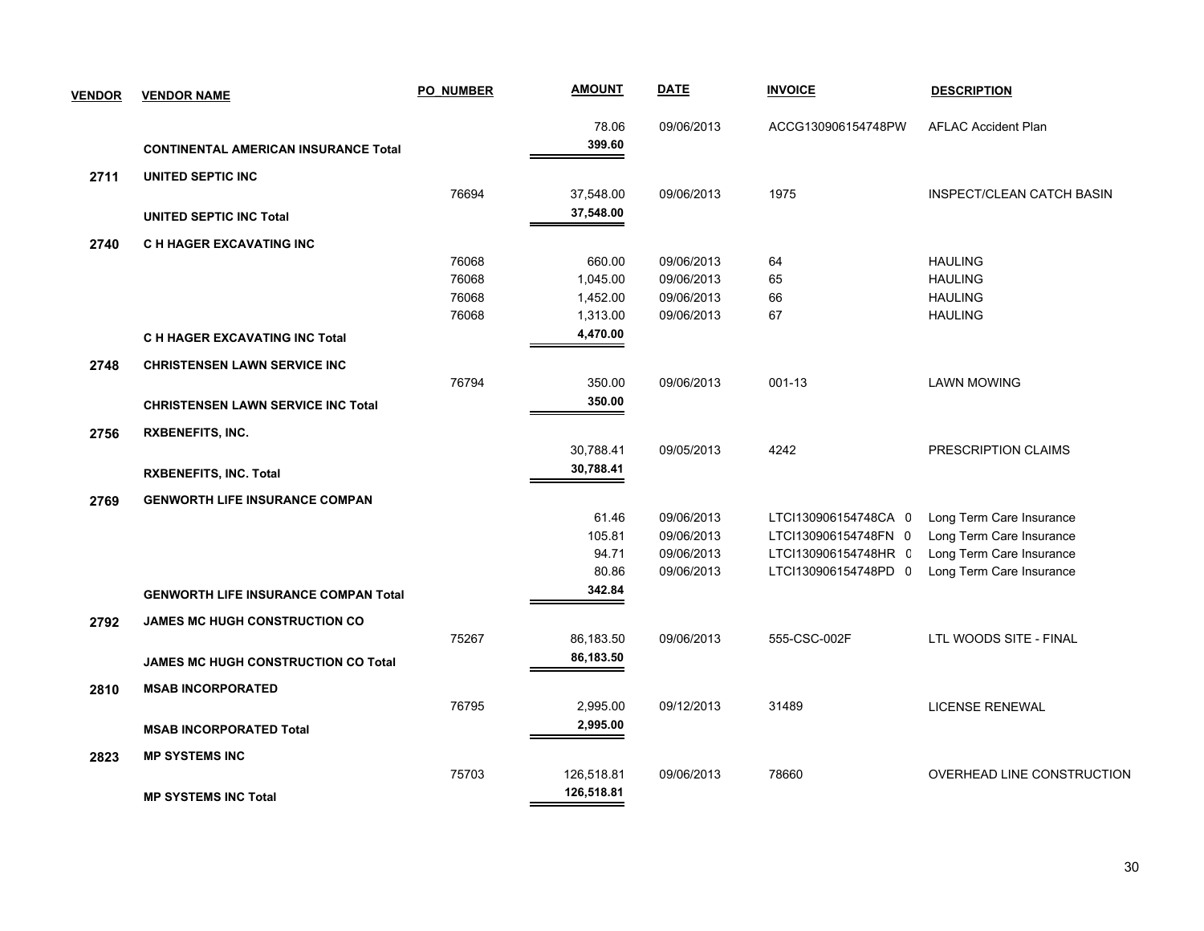| VENDOR | VENDOR NAME | PO_NUMBER | AMOUNT | DATE | INVOICE | DESCRIPTION |
|---|---|---|---|---|---|---|
| | | | 78.06 | 09/06/2013 | ACCG130906154748PW | AFLAC Accident Plan |
| | **CONTINENTAL AMERICAN INSURANCE Total** | | **399.60** | | | |
| **2711** | **UNITED SEPTIC INC** | | | | | |
| | | 76694 | 37,548.00 | 09/06/2013 | 1975 | INSPECT/CLEAN CATCH BASIN |
| | **UNITED SEPTIC INC Total** | | **37,548.00** | | | |
| **2740** | **C H HAGER EXCAVATING INC** | | | | | |
| | | 76068 | 660.00 | 09/06/2013 | 64 | HAULING |
| | | 76068 | 1,045.00 | 09/06/2013 | 65 | HAULING |
| | | 76068 | 1,452.00 | 09/06/2013 | 66 | HAULING |
| | | 76068 | 1,313.00 | 09/06/2013 | 67 | HAULING |
| | **C H HAGER EXCAVATING INC Total** | | **4,470.00** | | | |
| **2748** | **CHRISTENSEN LAWN SERVICE INC** | | | | | |
| | | 76794 | 350.00 | 09/06/2013 | 001-13 | LAWN MOWING |
| | **CHRISTENSEN LAWN SERVICE INC Total** | | **350.00** | | | |
| **2756** | **RXBENEFITS, INC.** | | | | | |
| | | | 30,788.41 | 09/05/2013 | 4242 | PRESCRIPTION CLAIMS |
| | **RXBENEFITS, INC. Total** | | **30,788.41** | | | |
| **2769** | **GENWORTH LIFE INSURANCE COMPAN** | | | | | |
| | | | 61.46 | 09/06/2013 | LTCI130906154748CA 0 | Long Term Care Insurance |
| | | | 105.81 | 09/06/2013 | LTCI130906154748FN 0 | Long Term Care Insurance |
| | | | 94.71 | 09/06/2013 | LTCI130906154748HR 0 | Long Term Care Insurance |
| | | | 80.86 | 09/06/2013 | LTCI130906154748PD 0 | Long Term Care Insurance |
| | **GENWORTH LIFE INSURANCE COMPAN Total** | | **342.84** | | | |
| **2792** | **JAMES MC HUGH CONSTRUCTION CO** | | | | | |
| | | 75267 | 86,183.50 | 09/06/2013 | 555-CSC-002F | LTL WOODS SITE - FINAL |
| | **JAMES MC HUGH CONSTRUCTION CO Total** | | **86,183.50** | | | |
| **2810** | **MSAB INCORPORATED** | | | | | |
| | | 76795 | 2,995.00 | 09/12/2013 | 31489 | LICENSE RENEWAL |
| | **MSAB INCORPORATED Total** | | **2,995.00** | | | |
| **2823** | **MP SYSTEMS INC** | | | | | |
| | | 75703 | 126,518.81 | 09/06/2013 | 78660 | OVERHEAD LINE CONSTRUCTION |
| | **MP SYSTEMS INC Total** | | **126,518.81** | | | |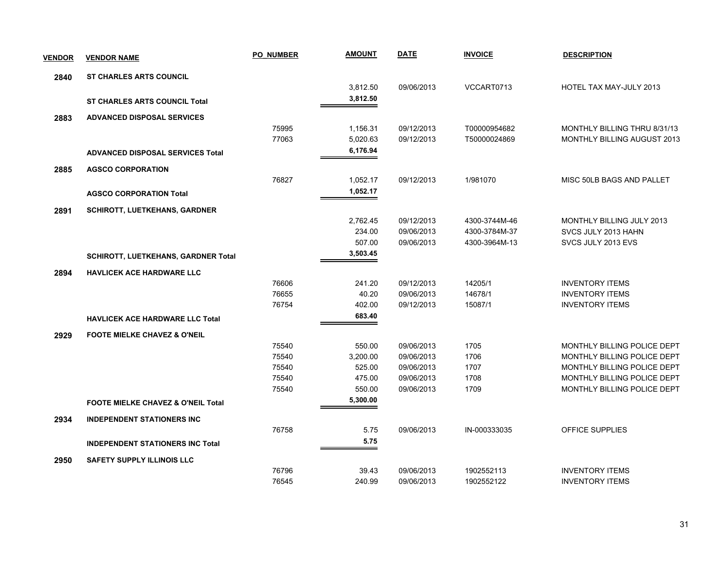| VENDOR | VENDOR NAME | PO_NUMBER | AMOUNT | DATE | INVOICE | DESCRIPTION |
|---|---|---|---|---|---|---|
| 2840 | ST CHARLES ARTS COUNCIL | | | | | |
| | | | 3,812.50 | 09/06/2013 | VCCART0713 | HOTEL TAX MAY-JULY 2013 |
| | ST CHARLES ARTS COUNCIL Total | | 3,812.50 | | | |
| 2883 | ADVANCED DISPOSAL SERVICES | | | | | |
| | | 75995 | 1,156.31 | 09/12/2013 | T00000954682 | MONTHLY BILLING THRU 8/31/13 |
| | | 77063 | 5,020.63 | 09/12/2013 | T50000024869 | MONTHLY BILLING AUGUST 2013 |
| | ADVANCED DISPOSAL SERVICES Total | | 6,176.94 | | | |
| 2885 | AGSCO CORPORATION | | | | | |
| | | 76827 | 1,052.17 | 09/12/2013 | 1/981070 | MISC 50LB BAGS AND PALLET |
| | AGSCO CORPORATION Total | | 1,052.17 | | | |
| 2891 | SCHIROTT, LUETKEHANS, GARDNER | | | | | |
| | | | 2,762.45 | 09/12/2013 | 4300-3744M-46 | MONTHLY BILLING JULY 2013 |
| | | | 234.00 | 09/06/2013 | 4300-3784M-37 | SVCS JULY 2013 HAHN |
| | | | 507.00 | 09/06/2013 | 4300-3964M-13 | SVCS JULY 2013 EVS |
| | SCHIROTT, LUETKEHANS, GARDNER Total | | 3,503.45 | | | |
| 2894 | HAVLICEK ACE HARDWARE LLC | | | | | |
| | | 76606 | 241.20 | 09/12/2013 | 14205/1 | INVENTORY ITEMS |
| | | 76655 | 40.20 | 09/06/2013 | 14678/1 | INVENTORY ITEMS |
| | | 76754 | 402.00 | 09/12/2013 | 15087/1 | INVENTORY ITEMS |
| | HAVLICEK ACE HARDWARE LLC Total | | 683.40 | | | |
| 2929 | FOOTE MIELKE CHAVEZ & O'NEIL | | | | | |
| | | 75540 | 550.00 | 09/06/2013 | 1705 | MONTHLY BILLING POLICE DEPT |
| | | 75540 | 3,200.00 | 09/06/2013 | 1706 | MONTHLY BILLING POLICE DEPT |
| | | 75540 | 525.00 | 09/06/2013 | 1707 | MONTHLY BILLING POLICE DEPT |
| | | 75540 | 475.00 | 09/06/2013 | 1708 | MONTHLY BILLING POLICE DEPT |
| | | 75540 | 550.00 | 09/06/2013 | 1709 | MONTHLY BILLING POLICE DEPT |
| | FOOTE MIELKE CHAVEZ & O'NEIL Total | | 5,300.00 | | | |
| 2934 | INDEPENDENT STATIONERS INC | | | | | |
| | | 76758 | 5.75 | 09/06/2013 | IN-000333035 | OFFICE SUPPLIES |
| | INDEPENDENT STATIONERS INC Total | | 5.75 | | | |
| 2950 | SAFETY SUPPLY ILLINOIS LLC | | | | | |
| | | 76796 | 39.43 | 09/06/2013 | 1902552113 | INVENTORY ITEMS |
| | | 76545 | 240.99 | 09/06/2013 | 1902552122 | INVENTORY ITEMS |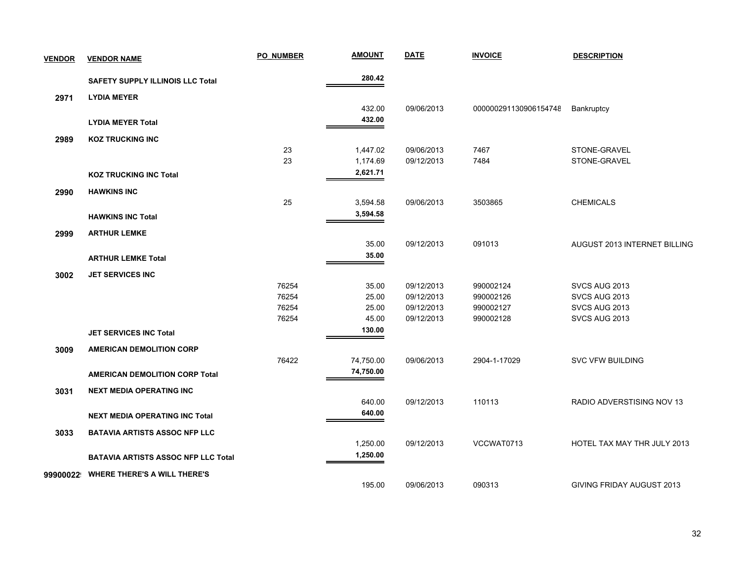| VENDOR | VENDOR NAME | PO_NUMBER | AMOUNT | DATE | INVOICE | DESCRIPTION |
|---|---|---|---|---|---|---|
| | **SAFETY SUPPLY ILLINOIS LLC Total** | | **280.42** | | | |
| **2971** | **LYDIA MEYER** | | | | | |
| | | | 432.00 | 09/06/2013 | 000000291130906154748 | Bankruptcy |
| | **LYDIA MEYER Total** | | **432.00** | | | |
| **2989** | **KOZ TRUCKING INC** | | | | | |
| | | 23 | 1,447.02 | 09/06/2013 | 7467 | STONE-GRAVEL |
| | | 23 | 1,174.69 | 09/12/2013 | 7484 | STONE-GRAVEL |
| | **KOZ TRUCKING INC Total** | | **2,621.71** | | | |
| **2990** | **HAWKINS INC** | | | | | |
| | | 25 | 3,594.58 | 09/06/2013 | 3503865 | CHEMICALS |
| | **HAWKINS INC Total** | | **3,594.58** | | | |
| **2999** | **ARTHUR LEMKE** | | | | | |
| | | | 35.00 | 09/12/2013 | 091013 | AUGUST 2013 INTERNET BILLING |
| | **ARTHUR LEMKE Total** | | **35.00** | | | |
| **3002** | **JET SERVICES INC** | | | | | |
| | | 76254 | 35.00 | 09/12/2013 | 990002124 | SVCS AUG 2013 |
| | | 76254 | 25.00 | 09/12/2013 | 990002126 | SVCS AUG 2013 |
| | | 76254 | 25.00 | 09/12/2013 | 990002127 | SVCS AUG 2013 |
| | | 76254 | 45.00 | 09/12/2013 | 990002128 | SVCS AUG 2013 |
| | **JET SERVICES INC Total** | | **130.00** | | | |
| **3009** | **AMERICAN DEMOLITION CORP** | | | | | |
| | | 76422 | 74,750.00 | 09/06/2013 | 2904-1-17029 | SVC VFW BUILDING |
| | **AMERICAN DEMOLITION CORP Total** | | **74,750.00** | | | |
| **3031** | **NEXT MEDIA OPERATING INC** | | | | | |
| | | | 640.00 | 09/12/2013 | 110113 | RADIO ADVERSTISING NOV 13 |
| | **NEXT MEDIA OPERATING INC Total** | | **640.00** | | | |
| **3033** | **BATAVIA ARTISTS ASSOC NFP LLC** | | | | | |
| | | | 1,250.00 | 09/12/2013 | VCCWAT0713 | HOTEL TAX MAY THR JULY 2013 |
| | **BATAVIA ARTISTS ASSOC NFP LLC Total** | | **1,250.00** | | | |
| **99900022** | **WHERE THERE'S A WILL THERE'S** | | | | | |
| | | | 195.00 | 09/06/2013 | 090313 | GIVING FRIDAY AUGUST 2013 |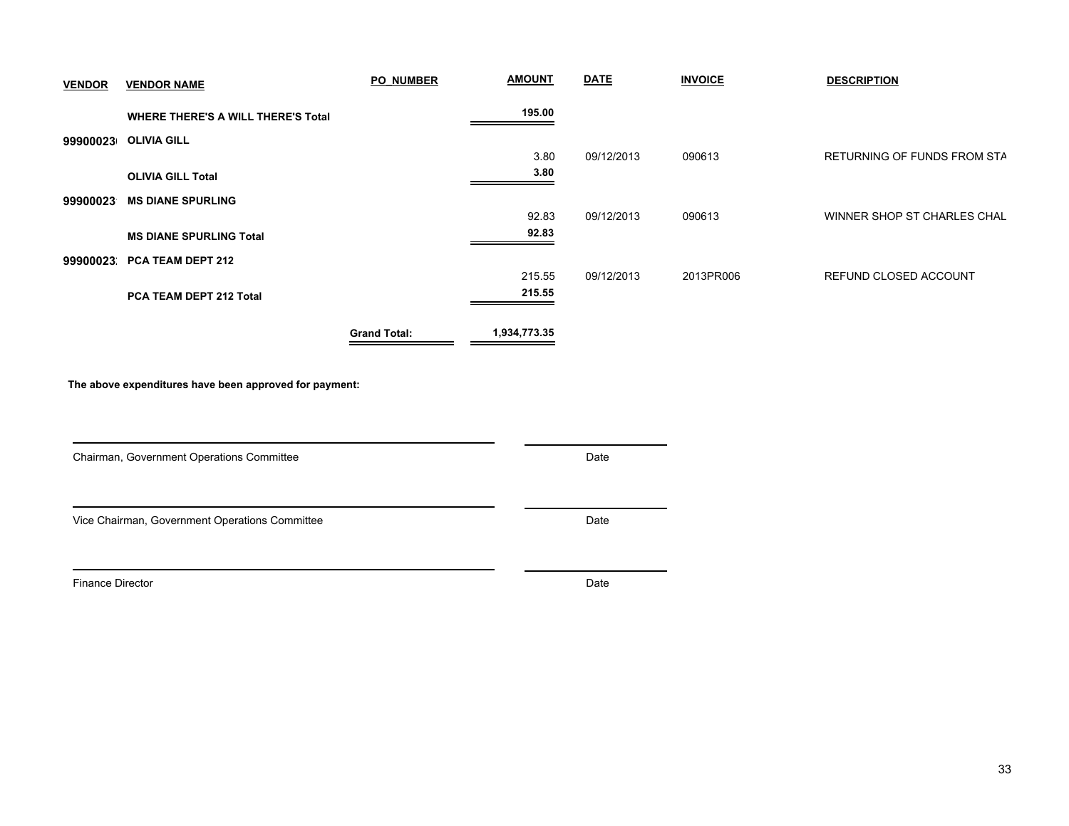| VENDOR | VENDOR NAME | PO_NUMBER | AMOUNT | DATE | INVOICE | DESCRIPTION |
|---|---|---|---|---|---|---|
| | **WHERE THERE'S A WILL THERE'S Total** | | **195.00** | | | |
| **99900023** | **OLIVIA GILL** | | | | | |
| | | | 3.80 | 09/12/2013 | 090613 | RETURNING OF FUNDS FROM STA |
| | **OLIVIA GILL Total** | | **3.80** | | | |
| **99900023** | **MS DIANE SPURLING** | | | | | |
| | | | 92.83 | 09/12/2013 | 090613 | WINNER SHOP ST CHARLES CHAL |
| | **MS DIANE SPURLING Total** | | **92.83** | | | |
| **99900023** | **PCA TEAM DEPT 212** | | | | | |
| | | | 215.55 | 09/12/2013 | 2013PR006 | REFUND CLOSED ACCOUNT |
| | **PCA TEAM DEPT 212 Total** | | **215.55** | | | |
| | | **Grand Total:** | **1,934,773.35** | | | |

**The above expenditures have been approved for payment:**

Chairman, Government Operations Committee ____________________ Date ____________

Vice Chairman, Government Operations Committee ____________________ Date ____________

Finance Director ____________________ Date ____________